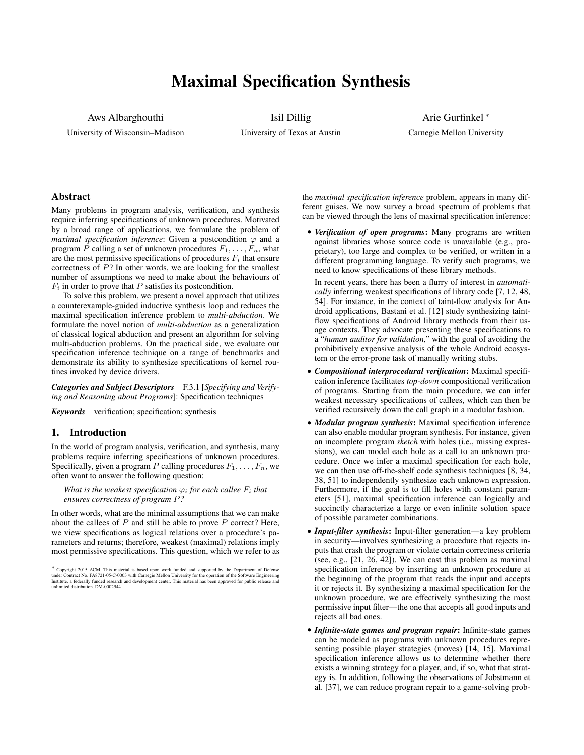# Maximal Specification Synthesis

Aws Albarghouthi
University of Wisconsin–Madison

Isil Dillig
University of Texas at Austin

Arie Gurfinkel [*]
Carnegie Mellon University

## Abstract

Many problems in program analysis, verification, and synthesis require inferring specifications of unknown procedures. Motivated by a broad range of applications, we formulate the problem of *maximal specification inference*: Given a postcondition $\varphi$ and a program $P$ calling a set of unknown procedures $F_1, \ldots, F_n$, what are the most permissive specifications of procedures $F_i$ that ensure correctness of $P$? In other words, we are looking for the smallest number of assumptions we need to make about the behaviours of $F_i$ in order to prove that $P$ satisfies its postcondition.

To solve this problem, we present a novel approach that utilizes a counterexample-guided inductive synthesis loop and reduces the maximal specification inference problem to *multi-abduction*. We formulate the novel notion of *multi-abduction* as a generalization of classical logical abduction and present an algorithm for solving multi-abduction problems. On the practical side, we evaluate our specification inference technique on a range of benchmarks and demonstrate its ability to synthesize specifications of kernel routines invoked by device drivers.

***Categories and Subject Descriptors*** F.3.1 [*Specifying and Verifying and Reasoning about Programs*]: Specification techniques

***Keywords*** verification; specification; synthesis

## 1. Introduction

In the world of program analysis, verification, and synthesis, many problems require inferring specifications of unknown procedures. Specifically, given a program $P$ calling procedures $F_1, \ldots, F_n$, we often want to answer the following question:

> *What is the weakest specification $\varphi_i$ for each callee $F_i$ that ensures correctness of program $P$?*

In other words, what are the minimal assumptions that we can make about the callees of $P$ and still be able to prove $P$ correct? Here, we view specifications as logical relations over a procedure's parameters and returns; therefore, weakest (maximal) relations imply most permissive specifications. This question, which we refer to as the *maximal specification inference* problem, appears in many different guises. We now survey a broad spectrum of problems that can be viewed through the lens of maximal specification inference:

- ***Verification of open programs*:** Many programs are written against libraries whose source code is unavailable (e.g., proprietary), too large and complex to be verified, or written in a different programming language. To verify such programs, we need to know specifications of these library methods.

  In recent years, there has been a flurry of interest in *automatically* inferring weakest specifications of library code [7, 12, 48, 54]. For instance, in the context of taint-flow analysis for Android applications, Bastani et al. [12] study synthesizing taint-flow specifications of Android library methods from their usage contexts. They advocate presenting these specifications to a "*human auditor for validation,*" with the goal of avoiding the prohibitively expensive analysis of the whole Android ecosystem or the error-prone task of manually writing stubs.

- ***Compositional interprocedural verification*:** Maximal specification inference facilitates *top-down* compositional verification of programs. Starting from the main procedure, we can infer weakest necessary specifications of callees, which can then be verified recursively down the call graph in a modular fashion.

- ***Modular program synthesis*:** Maximal specification inference can also enable modular program synthesis. For instance, given an incomplete program *sketch* with holes (i.e., missing expressions), we can model each hole as a call to an unknown procedure. Once we infer a maximal specification for each hole, we can then use off-the-shelf code synthesis techniques [8, 34, 38, 51] to independently synthesize each unknown expression. Furthermore, if the goal is to fill holes with constant parameters [51], maximal specification inference can logically and succinctly characterize a large or even infinite solution space of possible parameter combinations.

- ***Input-filter synthesis*:** Input-filter generation—a key problem in security—involves synthesizing a procedure that rejects inputs that crash the program or violate certain correctness criteria (see, e.g., [21, 26, 42]). We can cast this problem as maximal specification inference by inserting an unknown procedure at the beginning of the program that reads the input and accepts it or rejects it. By synthesizing a maximal specification for the unknown procedure, we are effectively synthesizing the most permissive input filter—the one that accepts all good inputs and rejects all bad ones.

- ***Infinite-state games and program repair*:** Infinite-state games can be modeled as programs with unknown procedures representing possible player strategies (moves) [14, 15]. Maximal specification inference allows us to determine whether there exists a winning strategy for a player, and, if so, what that strategy is. In addition, following the observations of Jobstmann et al. [37], we can reduce program repair to a game-solving prob-

---

[*] Copyright 2015 ACM. This material is based upon work funded and supported by the Department of Defense under Contract No. FA8721-05-C-0003 with Carnegie Mellon University for the operation of the Software Engineering Institute, a federally funded research and development center. This material has been approved for public release and unlimited distribution. DM-0002944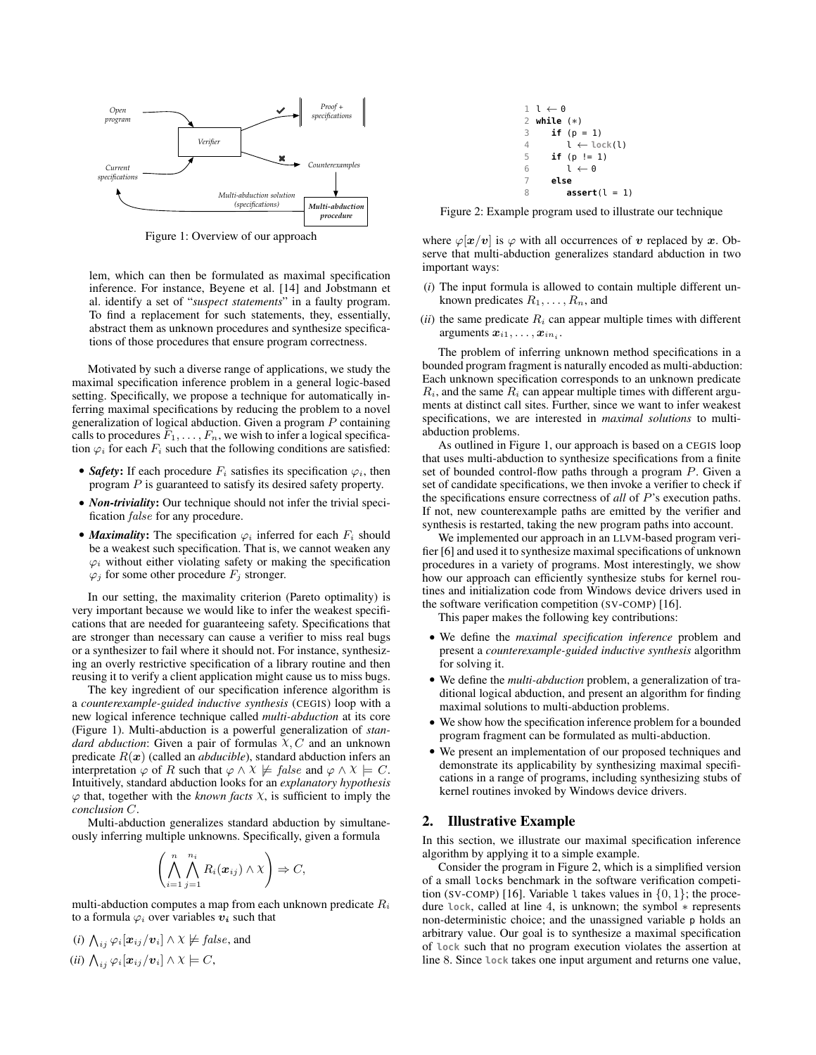Figure 1: Overview of our approach

lem, which can then be formulated as maximal specification inference. For instance, Beyene et al. [14] and Jobstmann et al. identify a set of "*suspect statements*" in a faulty program. To find a replacement for such statements, they, essentially, abstract them as unknown procedures and synthesize specifications of those procedures that ensure program correctness.

Motivated by such a diverse range of applications, we study the maximal specification inference problem in a general logic-based setting. Specifically, we propose a technique for automatically inferring maximal specifications by reducing the problem to a novel generalization of logical abduction. Given a program $P$ containing calls to procedures $F_1, \ldots, F_n$, we wish to infer a logical specification $\varphi_i$ for each $F_i$ such that the following conditions are satisfied:

- ***Safety***: If each procedure $F_i$ satisfies its specification $\varphi_i$, then program $P$ is guaranteed to satisfy its desired safety property.
- ***Non-triviality***: Our technique should not infer the trivial specification $false$ for any procedure.
- ***Maximality***: The specification $\varphi_i$ inferred for each $F_i$ should be a weakest such specification. That is, we cannot weaken any $\varphi_i$ without either violating safety or making the specification $\varphi_j$ for some other procedure $F_j$ stronger.

In our setting, the maximality criterion (Pareto optimality) is very important because we would like to infer the weakest specifications that are needed for guaranteeing safety. Specifications that are stronger than necessary can cause a verifier to miss real bugs or a synthesizer to fail where it should not. For instance, synthesizing an overly restrictive specification of a library routine and then reusing it to verify a client application might cause us to miss bugs.

The key ingredient of our specification inference algorithm is a *counterexample-guided inductive synthesis* (CEGIS) loop with a new logical inference technique called *multi-abduction* at its core (Figure 1). Multi-abduction is a powerful generalization of *standard abduction*: Given a pair of formulas $\chi, C$ and an unknown predicate $R(\boldsymbol{x})$ (called an *abducible*), standard abduction infers an interpretation $\varphi$ of $R$ such that $\varphi \wedge \chi \not\models false$ and $\varphi \wedge \chi \models C$. Intuitively, standard abduction looks for an *explanatory hypothesis* $\varphi$ that, together with the *known facts* $\chi$, is sufficient to imply the *conclusion* $C$.

Multi-abduction generalizes standard abduction by simultaneously inferring multiple unknowns. Specifically, given a formula

$$\left( \bigwedge_{i=1}^{n} \bigwedge_{j=1}^{n_i} R_i(\boldsymbol{x}_{ij}) \wedge \chi \right) \Rightarrow C,$$

multi-abduction computes a map from each unknown predicate $R_i$ to a formula $\varphi_i$ over variables $\boldsymbol{v_i}$ such that

(*i*) $\bigwedge_{ij} \varphi_i[\boldsymbol{x}_{ij}/\boldsymbol{v}_i] \wedge \chi \not\models false$, and

(*ii*) $\bigwedge_{ij} \varphi_i[\boldsymbol{x}_{ij}/\boldsymbol{v}_i] \wedge \chi \models C$,

```
1 l ← 0
2 while (*)
3    if (p = 1)
4       l ← lock(l)
5    if (p != 1)
6       l ← 0
7    else
8       assert(l = 1)
```

Figure 2: Example program used to illustrate our technique

where $\varphi[\boldsymbol{x}/\boldsymbol{v}]$ is $\varphi$ with all occurrences of $\boldsymbol{v}$ replaced by $\boldsymbol{x}$. Observe that multi-abduction generalizes standard abduction in two important ways:

(*i*) The input formula is allowed to contain multiple different unknown predicates $R_1, \ldots, R_n$, and

(*ii*) the same predicate $R_i$ can appear multiple times with different arguments $\boldsymbol{x}_{i1}, \ldots, \boldsymbol{x}_{in_i}$.

The problem of inferring unknown method specifications in a bounded program fragment is naturally encoded as multi-abduction: Each unknown specification corresponds to an unknown predicate $R_i$, and the same $R_i$ can appear multiple times with different arguments at distinct call sites. Further, since we want to infer weakest specifications, we are interested in *maximal solutions* to multi-abduction problems.

As outlined in Figure 1, our approach is based on a CEGIS loop that uses multi-abduction to synthesize specifications from a finite set of bounded control-flow paths through a program $P$. Given a set of candidate specifications, we then invoke a verifier to check if the specifications ensure correctness of *all* of $P$'s execution paths. If not, new counterexample paths are emitted by the verifier and synthesis is restarted, taking the new program paths into account.

We implemented our approach in an LLVM-based program verifier [6] and used it to synthesize maximal specifications of unknown procedures in a variety of programs. Most interestingly, we show how our approach can efficiently synthesize stubs for kernel routines and initialization code from Windows device drivers used in the software verification competition (SV-COMP) [16].

This paper makes the following key contributions:

- We define the *maximal specification inference* problem and present a *counterexample-guided inductive synthesis* algorithm for solving it.
- We define the *multi-abduction* problem, a generalization of traditional logical abduction, and present an algorithm for finding maximal solutions to multi-abduction problems.
- We show how the specification inference problem for a bounded program fragment can be formulated as multi-abduction.
- We present an implementation of our proposed techniques and demonstrate its applicability by synthesizing maximal specifications in a range of programs, including synthesizing stubs of kernel routines invoked by Windows device drivers.

## 2. Illustrative Example

In this section, we illustrate our maximal specification inference algorithm by applying it to a simple example.

Consider the program in Figure 2, which is a simplified version of a small `locks` benchmark in the software verification competition (SV-COMP) [16]. Variable `l` takes values in $\{0, 1\}$; the procedure `lock`, called at line 4, is unknown; the symbol $*$ represents non-deterministic choice; and the unassigned variable `p` holds an arbitrary value. Our goal is to synthesize a maximal specification of `lock` such that no program execution violates the assertion at line 8. Since `lock` takes one input argument and returns one value,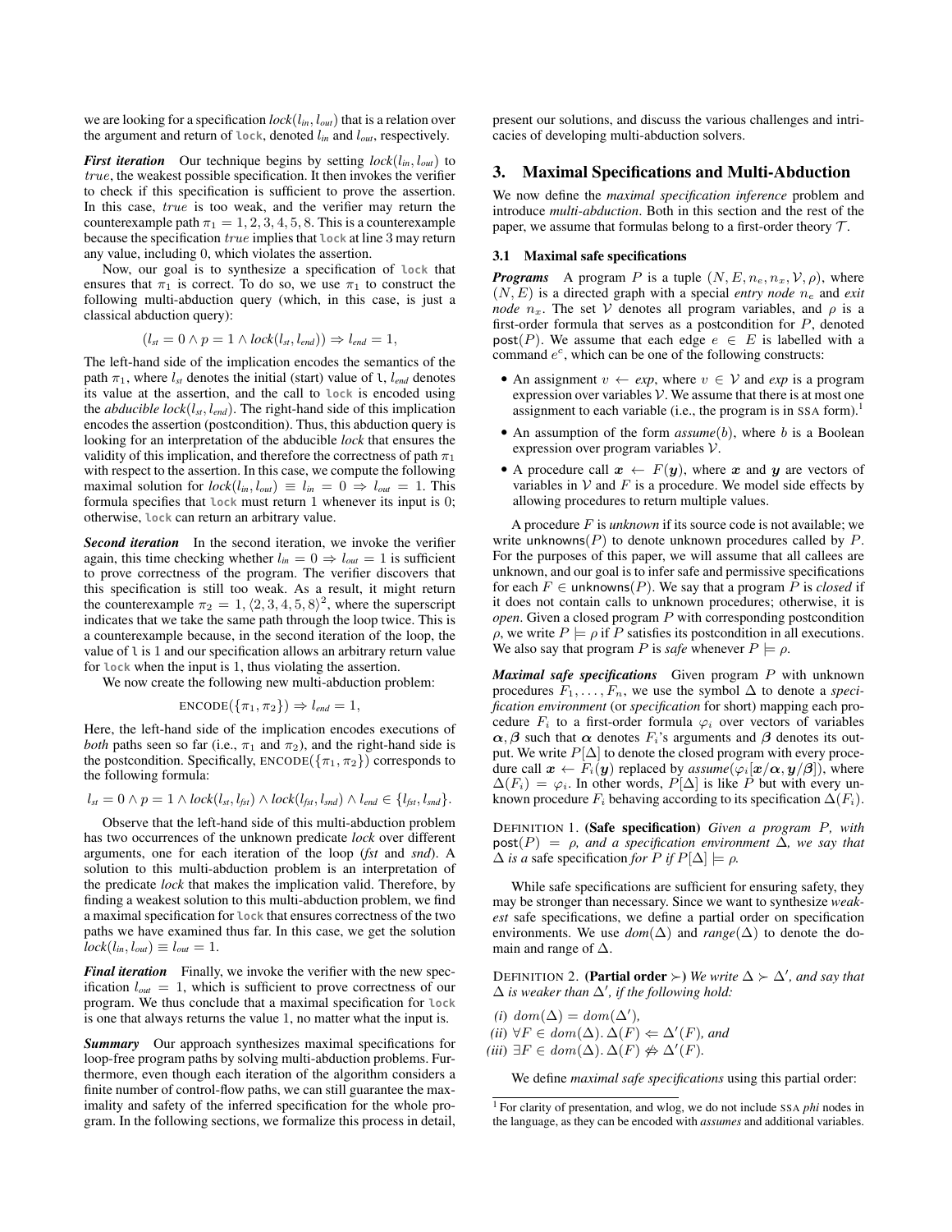we are looking for a specification $lock(l_{in}, l_{out})$ that is a relation over the argument and return of `lock`, denoted $l_{in}$ and $l_{out}$, respectively.

***First iteration*** Our technique begins by setting $lock(l_{in}, l_{out})$ to $true$, the weakest possible specification. It then invokes the verifier to check if this specification is sufficient to prove the assertion. In this case, $true$ is too weak, and the verifier may return the counterexample path $\pi_1 = 1, 2, 3, 4, 5, 8$. This is a counterexample because the specification $true$ implies that `lock` at line 3 may return any value, including 0, which violates the assertion.

Now, our goal is to synthesize a specification of `lock` that ensures that $\pi_1$ is correct. To do so, we use $\pi_1$ to construct the following multi-abduction query (which, in this case, is just a classical abduction query):

$$(l_{st} = 0 \land p = 1 \land lock(l_{st}, l_{end})) \Rightarrow l_{end} = 1,$$

The left-hand side of the implication encodes the semantics of the path $\pi_1$, where $l_{st}$ denotes the initial (start) value of `l`, $l_{end}$ denotes its value at the assertion, and the call to `lock` is encoded using the *abducible* $lock(l_{st}, l_{end})$. The right-hand side of this implication encodes the assertion (postcondition). Thus, this abduction query is looking for an interpretation of the abducible *lock* that ensures the validity of this implication, and therefore the correctness of path $\pi_1$ with respect to the assertion. In this case, we compute the following maximal solution for $lock(l_{in}, l_{out}) \equiv l_{in} = 0 \Rightarrow l_{out} = 1$. This formula specifies that `lock` must return 1 whenever its input is 0; otherwise, `lock` can return an arbitrary value.

***Second iteration*** In the second iteration, we invoke the verifier again, this time checking whether $l_{in} = 0 \Rightarrow l_{out} = 1$ is sufficient to prove correctness of the program. The verifier discovers that this specification is still too weak. As a result, it might return the counterexample $\pi_2 = 1, \langle 2, 3, 4, 5, 8 \rangle^2$, where the superscript indicates that we take the same path through the loop twice. This is a counterexample because, in the second iteration of the loop, the value of `l` is 1 and our specification allows an arbitrary return value for `lock` when the input is 1, thus violating the assertion.

We now create the following new multi-abduction problem:

$$\text{ENCODE}(\{\pi_1, \pi_2\}) \Rightarrow l_{end} = 1,$$

Here, the left-hand side of the implication encodes executions of *both* paths seen so far (i.e., $\pi_1$ and $\pi_2$), and the right-hand side is the postcondition. Specifically, $\text{ENCODE}(\{\pi_1, \pi_2\})$ corresponds to the following formula:

$$l_{st} = 0 \land p = 1 \land lock(l_{st}, l_{fst}) \land lock(l_{fst}, l_{snd}) \land l_{end} \in \{l_{fst}, l_{snd}\}.$$

Observe that the left-hand side of this multi-abduction problem has two occurrences of the unknown predicate *lock* over different arguments, one for each iteration of the loop (*fst* and *snd*). A solution to this multi-abduction problem is an interpretation of the predicate *lock* that makes the implication valid. Therefore, by finding a weakest solution to this multi-abduction problem, we find a maximal specification for `lock` that ensures correctness of the two paths we have examined thus far. In this case, we get the solution $lock(l_{in}, l_{out}) \equiv l_{out} = 1$.

***Final iteration*** Finally, we invoke the verifier with the new specification $l_{out} = 1$, which is sufficient to prove correctness of our program. We thus conclude that a maximal specification for `lock` is one that always returns the value 1, no matter what the input is.

***Summary*** Our approach synthesizes maximal specifications for loop-free program paths by solving multi-abduction problems. Furthermore, even though each iteration of the algorithm considers a finite number of control-flow paths, we can still guarantee the maximality and safety of the inferred specification for the whole program. In the following sections, we formalize this process in detail, present our solutions, and discuss the various challenges and intricacies of developing multi-abduction solvers.

## 3. Maximal Specifications and Multi-Abduction

We now define the *maximal specification inference* problem and introduce *multi-abduction*. Both in this section and the rest of the paper, we assume that formulas belong to a first-order theory $\mathcal{T}$.

### 3.1 Maximal safe specifications

***Programs*** A program $P$ is a tuple $(N, E, n_e, n_x, \mathcal{V}, \rho)$, where $(N, E)$ is a directed graph with a special *entry node* $n_e$ and *exit node* $n_x$. The set $\mathcal{V}$ denotes all program variables, and $\rho$ is a first-order formula that serves as a postcondition for $P$, denoted $\mathsf{post}(P)$. We assume that each edge $e \in E$ is labelled with a command $e^c$, which can be one of the following constructs:

- An assignment $v \leftarrow exp$, where $v \in \mathcal{V}$ and *exp* is a program expression over variables $\mathcal{V}$. We assume that there is at most one assignment to each variable (i.e., the program is in SSA form).[1]
- An assumption of the form *assume*$(b)$, where $b$ is a Boolean expression over program variables $\mathcal{V}$.
- A procedure call $\boldsymbol{x} \leftarrow F(\boldsymbol{y})$, where $\boldsymbol{x}$ and $\boldsymbol{y}$ are vectors of variables in $\mathcal{V}$ and $F$ is a procedure. We model side effects by allowing procedures to return multiple values.

A procedure $F$ is *unknown* if its source code is not available; we write $\mathsf{unknowns}(P)$ to denote unknown procedures called by $P$. For the purposes of this paper, we will assume that all callees are unknown, and our goal is to infer safe and permissive specifications for each $F \in \mathsf{unknowns}(P)$. We say that a program $P$ is *closed* if it does not contain calls to unknown procedures; otherwise, it is *open*. Given a closed program $P$ with corresponding postcondition $\rho$, we write $P \models \rho$ if $P$ satisfies its postcondition in all executions. We also say that program $P$ is *safe* whenever $P \models \rho$.

***Maximal safe specifications*** Given program $P$ with unknown procedures $F_1, \ldots, F_n$, we use the symbol $\Delta$ to denote a *specification environment* (or *specification* for short) mapping each procedure $F_i$ to a first-order formula $\varphi_i$ over vectors of variables $\boldsymbol{\alpha}, \boldsymbol{\beta}$ such that $\boldsymbol{\alpha}$ denotes $F_i$'s arguments and $\boldsymbol{\beta}$ denotes its output. We write $P[\Delta]$ to denote the closed program with every procedure call $\boldsymbol{x} \leftarrow F_i(\boldsymbol{y})$ replaced by *assume*$(\varphi_i[\boldsymbol{x}/\boldsymbol{\alpha}, \boldsymbol{y}/\boldsymbol{\beta}])$, where $\Delta(F_i) = \varphi_i$. In other words, $P[\Delta]$ is like $P$ but with every unknown procedure $F_i$ behaving according to its specification $\Delta(F_i)$.

DEFINITION 1. **(Safe specification)** *Given a program $P$, with $\mathsf{post}(P) = \rho$, and a specification environment $\Delta$, we say that $\Delta$ is a* safe specification *for $P$ if $P[\Delta] \models \rho$.*

While safe specifications are sufficient for ensuring safety, they may be stronger than necessary. Since we want to synthesize *weakest* safe specifications, we define a partial order on specification environments. We use $dom(\Delta)$ and $range(\Delta)$ to denote the domain and range of $\Delta$.

DEFINITION 2. **(Partial order $\succ$)** *We write $\Delta \succ \Delta'$, and say that $\Delta$ is weaker than $\Delta'$, if the following hold:*

*(i)* $dom(\Delta) = dom(\Delta')$,
*(ii)* $\forall F \in dom(\Delta).\, \Delta(F) \Leftarrow \Delta'(F)$, *and*
*(iii)* $\exists F \in dom(\Delta).\, \Delta(F) \not\Leftarrow \Delta'(F)$.

We define *maximal safe specifications* using this partial order:

[1] For clarity of presentation, and wlog, we do not include SSA *phi* nodes in the language, as they can be encoded with *assumes* and additional variables.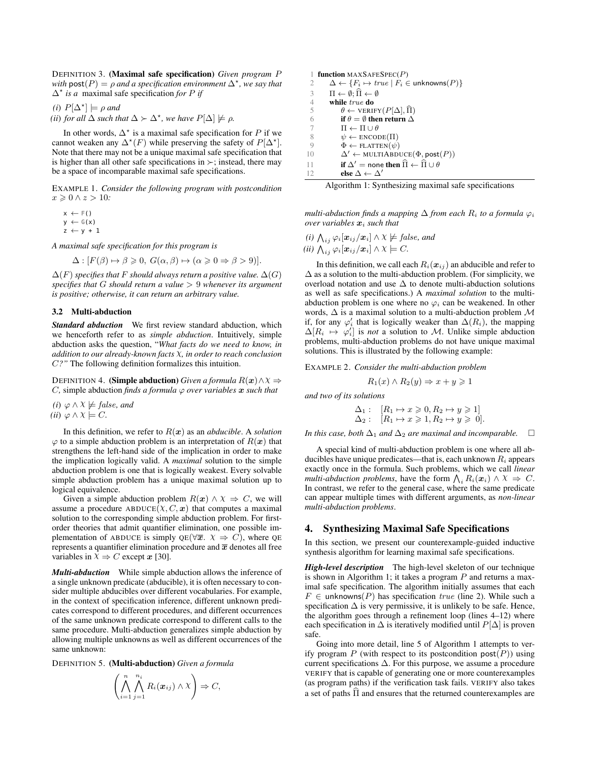DEFINITION 3. **(Maximal safe specification)** *Given program $P$ with $\mathsf{post}(P) = \rho$ and a specification environment $\Delta^\star$, we say that $\Delta^\star$ is a* maximal safe specification *for $P$ if*

*(i) $P[\Delta^\star] \models \rho$ and*
*(ii) for all $\Delta$ such that $\Delta \succ \Delta^\star$, we have $P[\Delta] \not\models \rho$.*

In other words, $\Delta^\star$ is a maximal safe specification for $P$ if we cannot weaken any $\Delta^\star(F)$ while preserving the safety of $P[\Delta^\star]$. Note that there may not be a unique maximal safe specification that is higher than all other safe specifications in $\succ$; instead, there may be a space of incomparable maximal safe specifications.

EXAMPLE 1. *Consider the following program with postcondition $x \geqslant 0 \wedge z > 10$:*

```
x ← F()
y ← G(x)
z ← y + 1
```

*A maximal safe specification for this program is*

$$\Delta : [F(\beta) \mapsto \beta \geqslant 0,\ G(\alpha, \beta) \mapsto (\alpha \geqslant 0 \Rightarrow \beta > 9)].$$

*$\Delta(F)$ specifies that $F$ should always return a positive value. $\Delta(G)$ specifies that $G$ should return a value $> 9$ whenever its argument is positive; otherwise, it can return an arbitrary value.*

### 3.2 Multi-abduction

***Standard abduction*** We first review standard abduction, which we henceforth refer to as *simple abduction*. Intuitively, simple abduction asks the question, "*What facts do we need to know, in addition to our already-known facts $\chi$, in order to reach conclusion $C$?"* The following definition formalizes this intuition.

DEFINITION 4. **(Simple abduction)** *Given a formula $R(\boldsymbol{x}) \wedge \chi \Rightarrow C$,* simple abduction *finds a formula $\varphi$ over variables $\boldsymbol{x}$ such that*

*(i) $\varphi \wedge \chi \not\models false$, and*
*(ii) $\varphi \wedge \chi \models C$.*

In this definition, we refer to $R(\boldsymbol{x})$ as an *abducible*. A *solution* $\varphi$ to a simple abduction problem is an interpretation of $R(\boldsymbol{x})$ that strengthens the left-hand side of the implication in order to make the implication logically valid. A *maximal* solution to the simple abduction problem is one that is logically weakest. Every solvable simple abduction problem has a unique maximal solution up to logical equivalence.

Given a simple abduction problem $R(\boldsymbol{x}) \wedge \chi \Rightarrow C$, we will assume a procedure $\text{ABDUCE}(\chi, C, \boldsymbol{x})$ that computes a maximal solution to the corresponding simple abduction problem. For first-order theories that admit quantifier elimination, one possible implementation of ABDUCE is simply $\text{QE}(\forall \overline{\boldsymbol{x}}.\ \chi \Rightarrow C)$, where QE represents a quantifier elimination procedure and $\overline{\boldsymbol{x}}$ denotes all free variables in $\chi \Rightarrow C$ except $\boldsymbol{x}$ [30].

***Multi-abduction*** While simple abduction allows the inference of a single unknown predicate (abducible), it is often necessary to consider multiple abducibles over different vocabularies. For example, in the context of specification inference, different unknown predicates correspond to different procedures, and different occurrences of the same unknown predicate correspond to different calls to the same procedure. Multi-abduction generalizes simple abduction by allowing multiple unknowns as well as different occurrences of the same unknown:

DEFINITION 5. **(Multi-abduction)** *Given a formula*

$$\left( \bigwedge_{i=1}^{n} \bigwedge_{j=1}^{n_i} R_i(\boldsymbol{x}_{ij}) \wedge \chi \right) \Rightarrow C,$$

*multi-abduction finds a mapping $\Delta$ from each $R_i$ to a formula $\varphi_i$ over variables $\boldsymbol{x}_i$ such that*

*(i) $\bigwedge_{ij} \varphi_i[\boldsymbol{x}_{ij}/\boldsymbol{x}_i] \wedge \chi \not\models false$, and*
*(ii) $\bigwedge_{ij} \varphi_i[\boldsymbol{x}_{ij}/\boldsymbol{x}_i] \wedge \chi \models C$.*

In this definition, we call each $R_i(\boldsymbol{x}_{ij})$ an abducible and refer to $\Delta$ as a solution to the multi-abduction problem. (For simplicity, we overload notation and use $\Delta$ to denote multi-abduction solutions as well as safe specifications.) A *maximal solution* to the multi-abduction problem is one where no $\varphi_i$ can be weakened. In other words, $\Delta$ is a maximal solution to a multi-abduction problem $\mathcal{M}$ if, for any $\varphi_i'$ that is logically weaker than $\Delta(R_i)$, the mapping $\Delta[R_i \mapsto \varphi_i']$ is *not* a solution to $\mathcal{M}$. Unlike simple abduction problems, multi-abduction problems do not have unique maximal solutions. This is illustrated by the following example:

EXAMPLE 2. *Consider the multi-abduction problem*

$$R_1(x) \wedge R_2(y) \Rightarrow x + y \geqslant 1$$

*and two of its solutions*

$$\begin{aligned} \Delta_1 :&\quad [R_1 \mapsto x \geqslant 0, R_2 \mapsto y \geqslant 1] \\ \Delta_2 :&\quad [R_1 \mapsto x \geqslant 1, R_2 \mapsto y \geqslant 0]. \end{aligned}$$

*In this case, both $\Delta_1$ and $\Delta_2$ are maximal and incomparable.* □

A special kind of multi-abduction problem is one where all abducibles have unique predicates—that is, each unknown $R_i$ appears exactly once in the formula. Such problems, which we call *linear multi-abduction problems*, have the form $\bigwedge_i R_i(\boldsymbol{x}_i) \wedge \chi \Rightarrow C$. In contrast, we refer to the general case, where the same predicate can appear multiple times with different arguments, as *non-linear multi-abduction problems*.

```
1  function MAXSAFESPEC(P)
2      Δ ← {F_i ↦ true | F_i ∈ unknowns(P)}
3      Π ← ∅; Π̂ ← ∅
4      while true do
5          θ ← VERIFY(P[Δ], Π̂)
6          if θ = ∅ then return Δ
7          Π ← Π ∪ θ
8          ψ ← ENCODE(Π)
9          Φ ← FLATTEN(ψ)
10         Δ' ← MULTIABDUCE(Φ, post(P))
11         if Δ' = none then Π̂ ← Π̂ ∪ θ
12         else Δ ← Δ'
```

Algorithm 1: Synthesizing maximal safe specifications

## 4. Synthesizing Maximal Safe Specifications

In this section, we present our counterexample-guided inductive synthesis algorithm for learning maximal safe specifications.

***High-level description*** The high-level skeleton of our technique is shown in Algorithm 1; it takes a program $P$ and returns a maximal safe specification. The algorithm initially assumes that each $F \in \mathsf{unknowns}(P)$ has specification $true$ (line 2). While such a specification $\Delta$ is very permissive, it is unlikely to be safe. Hence, the algorithm goes through a refinement loop (lines 4–12) where each specification in $\Delta$ is iteratively modified until $P[\Delta]$ is proven safe.

Going into more detail, line 5 of Algorithm 1 attempts to verify program $P$ (with respect to its postcondition $\mathsf{post}(P)$) using current specifications $\Delta$. For this purpose, we assume a procedure VERIFY that is capable of generating one or more counterexamples (as program paths) if the verification task fails. VERIFY also takes a set of paths $\widehat{\Pi}$ and ensures that the returned counterexamples are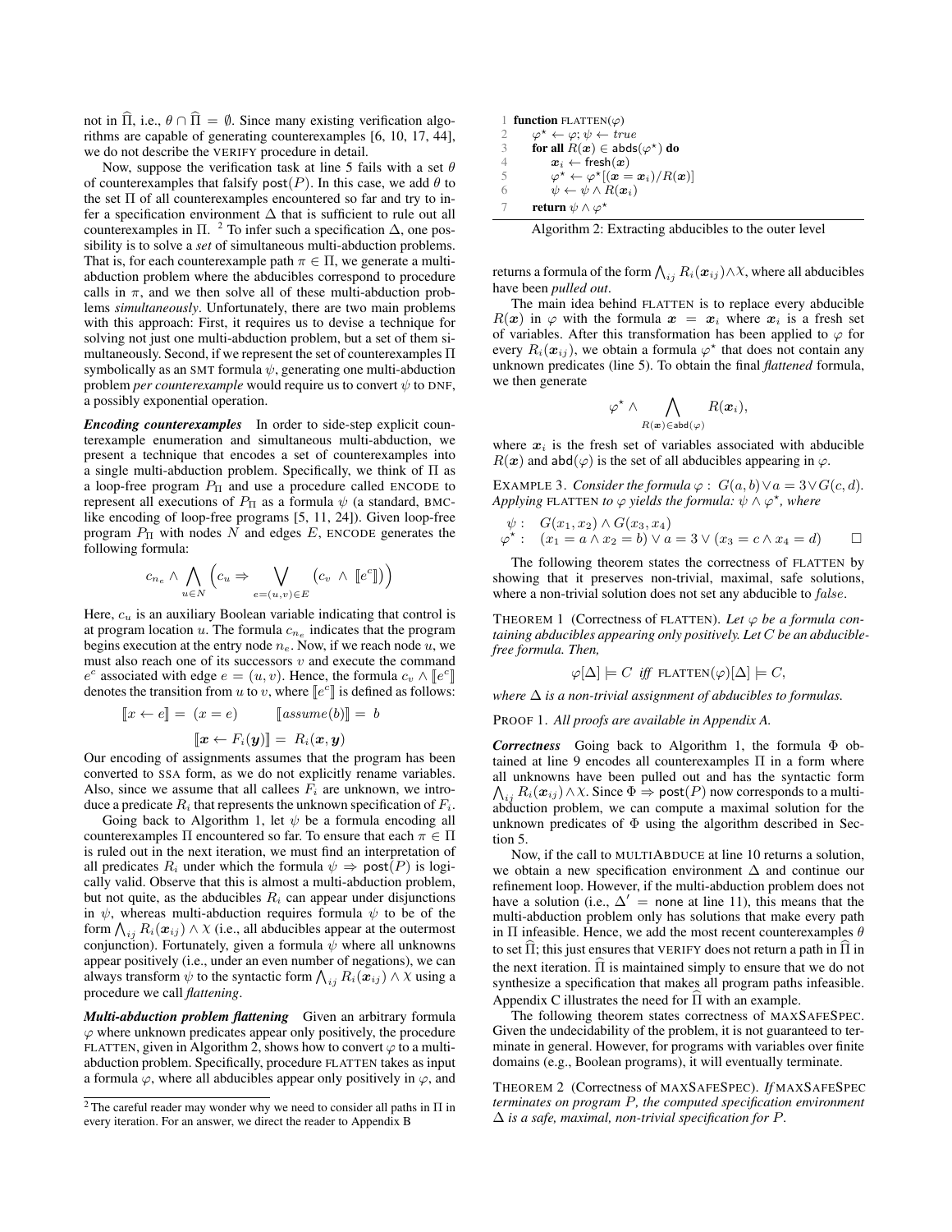not in $\widehat{\Pi}$, i.e., $\theta \cap \widehat{\Pi} = \emptyset$. Since many existing verification algorithms are capable of generating counterexamples [6, 10, 17, 44], we do not describe the VERIFY procedure in detail.

Now, suppose the verification task at line 5 fails with a set $\theta$ of counterexamples that falsify $\mathsf{post}(P)$. In this case, we add $\theta$ to the set $\Pi$ of all counterexamples encountered so far and try to infer a specification environment $\Delta$ that is sufficient to rule out all counterexamples in $\Pi$. [2] To infer such a specification $\Delta$, one possibility is to solve a *set* of simultaneous multi-abduction problems. That is, for each counterexample path $\pi \in \Pi$, we generate a multi-abduction problem where the abducibles correspond to procedure calls in $\pi$, and we then solve all of these multi-abduction problems *simultaneously*. Unfortunately, there are two main problems with this approach: First, it requires us to devise a technique for solving not just one multi-abduction problem, but a set of them simultaneously. Second, if we represent the set of counterexamples $\Pi$ symbolically as an SMT formula $\psi$, generating one multi-abduction problem *per counterexample* would require us to convert $\psi$ to DNF, a possibly exponential operation.

***Encoding counterexamples*** In order to side-step explicit counterexample enumeration and simultaneous multi-abduction, we present a technique that encodes a set of counterexamples into a single multi-abduction problem. Specifically, we think of $\Pi$ as a loop-free program $P_\Pi$ and use a procedure called ENCODE to represent all executions of $P_\Pi$ as a formula $\psi$ (a standard, BMC-like encoding of loop-free programs [5, 11, 24]). Given loop-free program $P_\Pi$ with nodes $N$ and edges $E$, ENCODE generates the following formula:

$$c_{n_e} \wedge \bigwedge_{u \in N} \Big( c_u \Rightarrow \bigvee_{e=(u,v)\in E} \big( c_v \ \wedge \ [\![e^c]\!] \big) \Big)$$

Here, $c_u$ is an auxiliary Boolean variable indicating that control is at program location $u$. The formula $c_{n_e}$ indicates that the program begins execution at the entry node $n_e$. Now, if we reach node $u$, we must also reach one of its successors $v$ and execute the command $e^c$ associated with edge $e = (u, v)$. Hence, the formula $c_v \wedge [\![e^c]\!]$ denotes the transition from $u$ to $v$, where $[\![e^c]\!]$ is defined as follows:

$$[\![x \leftarrow e]\!] = (x = e) \qquad [\![assume(b)]\!] = b$$

$$[\![\boldsymbol{x} \leftarrow F_i(\boldsymbol{y})]\!] = R_i(\boldsymbol{x}, \boldsymbol{y})$$

Our encoding of assignments assumes that the program has been converted to SSA form, as we do not explicitly rename variables. Also, since we assume that all callees $F_i$ are unknown, we introduce a predicate $R_i$ that represents the unknown specification of $F_i$.

Going back to Algorithm 1, let $\psi$ be a formula encoding all counterexamples $\Pi$ encountered so far. To ensure that each $\pi \in \Pi$ is ruled out in the next iteration, we must find an interpretation of all predicates $R_i$ under which the formula $\psi \Rightarrow \mathsf{post}(P)$ is logically valid. Observe that this is almost a multi-abduction problem, but not quite, as the abducibles $R_i$ can appear under disjunctions in $\psi$, whereas multi-abduction requires formula $\psi$ to be of the form $\bigwedge_{ij} R_i(\boldsymbol{x}_{ij}) \wedge \chi$ (i.e., all abducibles appear at the outermost conjunction). Fortunately, given a formula $\psi$ where all unknowns appear positively (i.e., under an even number of negations), we can always transform $\psi$ to the syntactic form $\bigwedge_{ij} R_i(\boldsymbol{x}_{ij}) \wedge \chi$ using a procedure we call *flattening*.

***Multi-abduction problem flattening*** Given an arbitrary formula $\varphi$ where unknown predicates appear only positively, the procedure FLATTEN, given in Algorithm 2, shows how to convert $\varphi$ to a multi-abduction problem. Specifically, procedure FLATTEN takes as input a formula $\varphi$, where all abducibles appear only positively in $\varphi$, and returns a formula of the form $\bigwedge_{ij} R_i(\boldsymbol{x}_{ij}) \wedge \chi$, where all abducibles have been *pulled out*.

```
1  function FLATTEN(φ)
2      φ* ← φ; ψ ← true
3      for all R(x) ∈ abds(φ*) do
4          x_i ← fresh(x)
5          φ* ← φ*[(x = x_i)/R(x)]
6          ψ ← ψ ∧ R(x_i)
7      return ψ ∧ φ*
```

Algorithm 2: Extracting abducibles to the outer level

The main idea behind FLATTEN is to replace every abducible $R(\boldsymbol{x})$ in $\varphi$ with the formula $\boldsymbol{x} = \boldsymbol{x}_i$ where $\boldsymbol{x}_i$ is a fresh set of variables. After this transformation has been applied to $\varphi$ for every $R_i(\boldsymbol{x}_{ij})$, we obtain a formula $\varphi^\star$ that does not contain any unknown predicates (line 5). To obtain the final *flattened* formula, we then generate

$$\varphi^\star \wedge \bigwedge_{R(\boldsymbol{x}) \in \mathsf{abd}(\varphi)} R(\boldsymbol{x}_i),$$

where $\boldsymbol{x}_i$ is the fresh set of variables associated with abducible $R(\boldsymbol{x})$ and $\mathsf{abd}(\varphi)$ is the set of all abducibles appearing in $\varphi$.

EXAMPLE 3. *Consider the formula* $\varphi : \ G(a, b) \vee a = 3 \vee G(c, d)$. *Applying* FLATTEN *to* $\varphi$ *yields the formula:* $\psi \wedge \varphi^\star$*, where*

$$\begin{aligned} \psi &: \quad G(x_1, x_2) \wedge G(x_3, x_4) \\ \varphi^\star &: \quad (x_1 = a \wedge x_2 = b) \vee a = 3 \vee (x_3 = c \wedge x_4 = d) \end{aligned} \qquad \square$$

The following theorem states the correctness of FLATTEN by showing that it preserves non-trivial, maximal, safe solutions, where a non-trivial solution does not set any abducible to *false*.

THEOREM 1 (Correctness of FLATTEN). *Let* $\varphi$ *be a formula containing abducibles appearing only positively. Let* $C$ *be an abducible-free formula. Then,*

$$\varphi[\Delta] \models C \ \textit{ iff } \ \text{FLATTEN}(\varphi)[\Delta] \models C,$$

*where* $\Delta$ *is a non-trivial assignment of abducibles to formulas.*

PROOF 1. *All proofs are available in Appendix A.*

***Correctness*** Going back to Algorithm 1, the formula $\Phi$ obtained at line 9 encodes all counterexamples $\Pi$ in a form where all unknowns have been pulled out and has the syntactic form $\bigwedge_{ij} R_i(\boldsymbol{x}_{ij}) \wedge \chi$. Since $\Phi \Rightarrow \mathsf{post}(P)$ now corresponds to a multi-abduction problem, we can compute a maximal solution for the unknown predicates of $\Phi$ using the algorithm described in Section 5.

Now, if the call to MULTIABDUCE at line 10 returns a solution, we obtain a new specification environment $\Delta$ and continue our refinement loop. However, if the multi-abduction problem does not have a solution (i.e., $\Delta' =$ none at line 11), this means that the multi-abduction problem only has solutions that make every path in $\Pi$ infeasible. Hence, we add the most recent counterexamples $\theta$ to set $\widehat{\Pi}$; this just ensures that VERIFY does not return a path in $\widehat{\Pi}$ in the next iteration. $\widehat{\Pi}$ is maintained simply to ensure that we do not synthesize a specification that makes all program paths infeasible. Appendix C illustrates the need for $\widehat{\Pi}$ with an example.

The following theorem states correctness of MAXSAFESPEC. Given the undecidability of the problem, it is not guaranteed to terminate in general. However, for programs with variables over finite domains (e.g., Boolean programs), it will eventually terminate.

THEOREM 2 (Correctness of MAXSAFESPEC). *If* MAXSAFESPEC *terminates on program* $P$*, the computed specification environment* $\Delta$ *is a safe, maximal, non-trivial specification for* $P$.

[2] The careful reader may wonder why we need to consider all paths in $\Pi$ in every iteration. For an answer, we direct the reader to Appendix B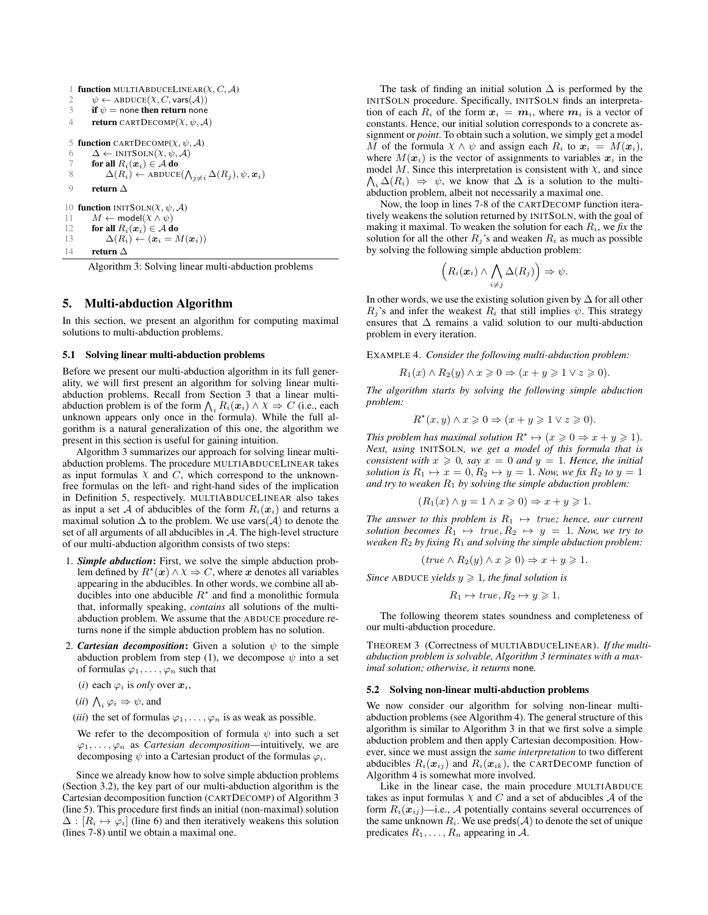```
1  function MULTIABDUCELINEAR(χ, C, A)
2      ψ ← ABDUCE(χ, C, vars(A))
3      if ψ = none then return none
4      return CARTDECOMP(χ, ψ, A)

5  function CARTDECOMP(χ, ψ, A)
6      Δ ← INITSOLN(χ, ψ, A)
7      for all R_i(x_i) ∈ A do
8          Δ(R_i) ← ABDUCE(⋀_{j≠i} Δ(R_j), ψ, x_i)
9      return Δ

10 function INITSOLN(χ, ψ, A)
11     M ← model(χ ∧ ψ)
12     for all R_i(x_i) ∈ A do
13         Δ(R_i) ← (x_i = M(x_i))
14     return Δ
```

Algorithm 3: Solving linear multi-abduction problems

## 5. Multi-abduction Algorithm

In this section, we present an algorithm for computing maximal solutions to multi-abduction problems.

### 5.1 Solving linear multi-abduction problems

Before we present our multi-abduction algorithm in its full generality, we will first present an algorithm for solving linear multi-abduction problems. Recall from Section 3 that a linear multi-abduction problem is of the form $\bigwedge_i R_i(\boldsymbol{x}_i) \wedge \chi \Rightarrow C$ (i.e., each unknown appears only once in the formula). While the full algorithm is a natural generalization of this one, the algorithm we present in this section is useful for gaining intuition.

Algorithm 3 summarizes our approach for solving linear multi-abduction problems. The procedure MULTIABDUCELINEAR takes as input formulas $\chi$ and $C$, which correspond to the unknown-free formulas on the left- and right-hand sides of the implication in Definition 5, respectively. MULTIABDUCELINEAR also takes as input a set $\mathcal{A}$ of abducibles of the form $R_i(\boldsymbol{x}_i)$ and returns a maximal solution $\Delta$ to the problem. We use $\mathsf{vars}(\mathcal{A})$ to denote the set of all arguments of all abducibles in $\mathcal{A}$. The high-level structure of our multi-abduction algorithm consists of two steps:

1. ***Simple abduction***: First, we solve the simple abduction problem defined by $R^\star(\boldsymbol{x}) \wedge \chi \Rightarrow C$, where $\boldsymbol{x}$ denotes all variables appearing in the abducibles. In other words, we combine all abducibles into one abducible $R^\star$ and find a monolithic formula that, informally speaking, *contains* all solutions of the multi-abduction problem. We assume that the ABDUCE procedure returns none if the simple abduction problem has no solution.
2. ***Cartesian decomposition***: Given a solution $\psi$ to the simple abduction problem from step (1), we decompose $\psi$ into a set of formulas $\varphi_1, \ldots, \varphi_n$ such that
   (*i*) each $\varphi_i$ is *only* over $\boldsymbol{x}_i$,
   (*ii*) $\bigwedge_i \varphi_i \Rightarrow \psi$, and
   (*iii*) the set of formulas $\varphi_1, \ldots, \varphi_n$ is as weak as possible.

   We refer to the decomposition of formula $\psi$ into such a set $\varphi_1, \ldots, \varphi_n$ as *Cartesian decomposition*—intuitively, we are decomposing $\psi$ into a Cartesian product of the formulas $\varphi_i$.

Since we already know how to solve simple abduction problems (Section 3.2), the key part of our multi-abduction algorithm is the Cartesian decomposition function (CARTDECOMP) of Algorithm 3 (line 5). This procedure first finds an initial (non-maximal) solution $\Delta : [R_i \mapsto \varphi_i]$ (line 6) and then iteratively weakens this solution (lines 7-8) until we obtain a maximal one.

The task of finding an initial solution $\Delta$ is performed by the INITSOLN procedure. Specifically, INITSOLN finds an interpretation of each $R_i$ of the form $\boldsymbol{x}_i = \boldsymbol{m}_i$, where $\boldsymbol{m}_i$ is a vector of constants. Hence, our initial solution corresponds to a concrete assignment or *point*. To obtain such a solution, we simply get a model $M$ of the formula $\chi \wedge \psi$ and assign each $R_i$ to $\boldsymbol{x}_i = M(\boldsymbol{x}_i)$, where $M(\boldsymbol{x}_i)$ is the vector of assignments to variables $\boldsymbol{x}_i$ in the model $M$. Since this interpretation is consistent with $\chi$, and since $\bigwedge_i \Delta(R_i) \Rightarrow \psi$, we know that $\Delta$ is a solution to the multi-abduction problem, albeit not necessarily a maximal one.

Now, the loop in lines 7-8 of the CARTDECOMP function iteratively weakens the solution returned by INITSOLN, with the goal of making it maximal. To weaken the solution for each $R_i$, we *fix* the solution for all the other $R_j$'s and weaken $R_i$ as much as possible by solving the following simple abduction problem:

$$\Big(R_i(\boldsymbol{x}_i) \wedge \bigwedge_{i \neq j} \Delta(R_j)\Big) \Rightarrow \psi.$$

In other words, we use the existing solution given by $\Delta$ for all other $R_j$'s and infer the weakest $R_i$ that still implies $\psi$. This strategy ensures that $\Delta$ remains a valid solution to our multi-abduction problem in every iteration.

EXAMPLE 4. *Consider the following multi-abduction problem:*

$$R_1(x) \wedge R_2(y) \wedge x \geqslant 0 \Rightarrow (x + y \geqslant 1 \vee z \geqslant 0).$$

*The algorithm starts by solving the following simple abduction problem:*

$$R^\star(x, y) \wedge x \geqslant 0 \Rightarrow (x + y \geqslant 1 \vee z \geqslant 0).$$

*This problem has maximal solution $R^\star \mapsto (x \geqslant 0 \Rightarrow x + y \geqslant 1)$. Next, using* INITSOLN*, we get a model of this formula that is consistent with $x \geqslant 0$, say $x = 0$ and $y = 1$. Hence, the initial solution is $R_1 \mapsto x = 0, R_2 \mapsto y = 1$. Now, we fix $R_2$ to $y = 1$ and try to weaken $R_1$ by solving the simple abduction problem:*

$$(R_1(x) \wedge y = 1 \wedge x \geqslant 0) \Rightarrow x + y \geqslant 1.$$

*The answer to this problem is $R_1 \mapsto true$; hence, our current solution becomes $R_1 \mapsto true, R_2 \mapsto y = 1$. Now, we try to weaken $R_2$ by fixing $R_1$ and solving the simple abduction problem:*

$$(true \wedge R_2(y) \wedge x \geqslant 0) \Rightarrow x + y \geqslant 1.$$

*Since* ABDUCE *yields $y \geqslant 1$, the final solution is*

$$R_1 \mapsto true, R_2 \mapsto y \geqslant 1.$$

The following theorem states soundness and completeness of our multi-abduction procedure.

THEOREM 3 (Correctness of MULTIABDUCELINEAR). *If the multi-abduction problem is solvable, Algorithm 3 terminates with a maximal solution; otherwise, it returns* none*.*

### 5.2 Solving non-linear multi-abduction problems

We now consider our algorithm for solving non-linear multi-abduction problems (see Algorithm 4). The general structure of this algorithm is similar to Algorithm 3 in that we first solve a simple abduction problem and then apply Cartesian decomposition. However, since we must assign the *same interpretation* to two different abducibles $R_i(\boldsymbol{x}_{ij})$ and $R_i(\boldsymbol{x}_{ik})$, the CARTDECOMP function of Algorithm 4 is somewhat more involved.

Like in the linear case, the main procedure MULTIABDUCE takes as input formulas $\chi$ and $C$ and a set of abducibles $\mathcal{A}$ of the form $R_i(\boldsymbol{x}_{ij})$—i.e., $\mathcal{A}$ potentially contains several occurrences of the same unknown $R_i$. We use $\mathsf{preds}(\mathcal{A})$ to denote the set of unique predicates $R_1, \ldots, R_n$ appearing in $\mathcal{A}$.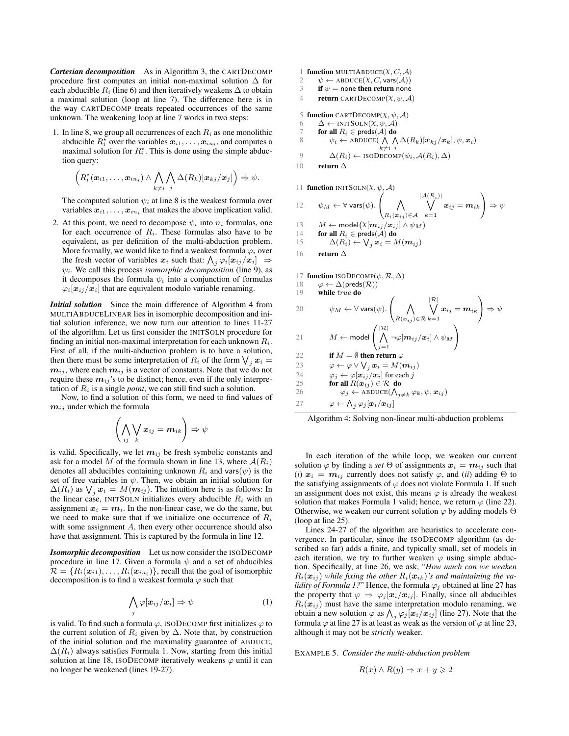***Cartesian decomposition*** As in Algorithm 3, the CARTDECOMP procedure first computes an initial non-maximal solution $\Delta$ for each abducible $R_i$ (line 6) and then iteratively weakens $\Delta$ to obtain a maximal solution (loop at line 7). The difference here is in the way CARTDECOMP treats repeated occurrences of the same unknown. The weakening loop at line 7 works in two steps:

1. In line 8, we group all occurrences of each $R_i$ as one monolithic abducible $R_i^\star$ over the variables $\boldsymbol{x}_{i1}, \ldots, \boldsymbol{x}_{in_i}$, and computes a maximal solution for $R_i^\star$. This is done using the simple abduction query:

$$\Big(R_i^\star(\boldsymbol{x}_{i1}, \ldots, \boldsymbol{x}_{in_i}) \wedge \bigwedge_{k \neq i} \bigwedge_j \Delta(R_k)[\boldsymbol{x}_{kj}/\boldsymbol{x}_j]\Big) \Rightarrow \psi.$$

   The computed solution $\psi_i$ at line 8 is the weakest formula over variables $\boldsymbol{x}_{i1}, \ldots, \boldsymbol{x}_{in_i}$ that makes the above implication valid.

2. At this point, we need to decompose $\psi_i$ into $n_i$ formulas, one for each occurrence of $R_i$. These formulas also have to be equivalent, as per definition of the multi-abduction problem. More formally, we would like to find a weakest formula $\varphi_i$ over the fresh vector of variables $\boldsymbol{x}_i$ such that: $\bigwedge_j \varphi_i[\boldsymbol{x}_{ij}/\boldsymbol{x}_i] \;\Rightarrow\; \psi_i$. We call this process *isomorphic decomposition* (line 9), as it decomposes the formula $\psi_i$ into a conjunction of formulas $\varphi_i[\boldsymbol{x}_{ij}/\boldsymbol{x}_i]$ that are equivalent modulo variable renaming.

***Initial solution*** Since the main difference of Algorithm 4 from MULTIABDUCELINEAR lies in isomorphic decomposition and initial solution inference, we now turn our attention to lines 11-27 of the algorithm. Let us first consider the INITSOLN procedure for finding an initial non-maximal interpretation for each unknown $R_i$. First of all, if the multi-abduction problem is to have a solution, then there must be some interpretation of $R_i$ of the form $\bigvee_j \boldsymbol{x}_i = \boldsymbol{m}_{ij}$, where each $\boldsymbol{m}_{ij}$ is a vector of constants. Note that we do not require these $\boldsymbol{m}_{ij}$'s to be distinct; hence, even if the only interpretation of $R_i$ is a single *point*, we can still find such a solution.

Now, to find a solution of this form, we need to find values of $\boldsymbol{m}_{ij}$ under which the formula

$$\left(\bigwedge_{ij} \bigvee_k \boldsymbol{x}_{ij} = \boldsymbol{m}_{ik}\right) \Rightarrow \psi$$

is valid. Specifically, we let $\boldsymbol{m}_{ij}$ be fresh symbolic constants and ask for a model $M$ of the formula shown in line 13, where $\mathcal{A}(R_i)$ denotes all abducibles containing unknown $R_i$ and $\mathsf{vars}(\psi)$ is the set of free variables in $\psi$. Then, we obtain an initial solution for $\Delta(R_i)$ as $\bigvee_j \boldsymbol{x}_i = M(\boldsymbol{m}_{ij})$. The intuition here is as follows: In the linear case, INITSOLN initializes every abducible $R_i$ with an assignment $\boldsymbol{x}_i = \boldsymbol{m}_i$. In the non-linear case, we do the same, but we need to make sure that if we initialize one occurrence of $R_i$ with some assignment $A$, then every other occurrence should also have that assignment. This is captured by the formula in line 12.

***Isomorphic decomposition*** Let us now consider the ISODECOMP procedure in line 17. Given a formula $\psi$ and a set of abducibles $\mathcal{R} = \{R_i(\boldsymbol{x}_{i1}), \ldots, R_i(\boldsymbol{x}_{in_i})\}$, recall that the goal of isomorphic decomposition is to find a weakest formula $\varphi$ such that

$$\bigwedge_j \varphi[\boldsymbol{x}_{ij}/\boldsymbol{x}_i] \Rightarrow \psi \tag{1}$$

is valid. To find such a formula $\varphi$, ISODECOMP first initializes $\varphi$ to the current solution of $R_i$ given by $\Delta$. Note that, by construction of the initial solution and the maximality guarantee of ABDUCE, $\Delta(R_i)$ always satisfies Formula 1. Now, starting from this initial solution at line 18, ISODECOMP iteratively weakens $\varphi$ until it can no longer be weakened (lines 19-27).

```
1  function MULTIABDUCE(χ, C, A)
2      ψ ← ABDUCE(χ, C, vars(A))
3      if ψ = none then return none
4      return CARTDECOMP(χ, ψ, A)

5  function CARTDECOMP(χ, ψ, A)
6      Δ ← INITSOLN(χ, ψ, A)
7      for all R_i ∈ preds(A) do
8          ψ_i ← ABDUCE( ⋀_{k≠i} ⋀_j Δ(R_k)[x_kj/x_k], ψ, x_i)
9          Δ(R_i) ← ISODECOMP(ψ_i, A(R_i), Δ)
10     return Δ

11 function INITSOLN(χ, ψ, A)
12     ψ_M ← ∀ vars(ψ). ( ⋀_{R_i(x_ij)∈A} ⋁_{k=1}^{|A(R_i)|} x_ij = m_ik ) ⇒ ψ
13     M ← model(χ[m_ij/x_ij] ∧ ψ_M)
14     for all R_i ∈ preds(A) do
15         Δ(R_i) ← ⋁_j x_i = M(m_ij)
16     return Δ

17 function ISODECOMP(ψ, R, Δ)
18     φ ← Δ(preds(R))
19     while true do
20         ψ_M ← ∀ vars(ψ). ( ⋀_{R(x_ij)∈R} ⋁_{k=1}^{|R|} x_ij = m_ik ) ⇒ ψ
21         M ← model( ⋀_{j=1}^{|R|} ¬φ[m_ij/x_i] ∧ ψ_M )
22         if M = ∅ then return φ
23         φ ← φ ∨ ⋁_j x_i = M(m_ij)
24         φ_j ← φ[x_ij/x_i] for each j
25         for all R(x_ij) ∈ R do
26             φ_j ← ABDUCE(⋀_{j≠k} φ_k, ψ, x_ij)
27         φ ← ⋀_j φ_j[x_i/x_ij]
```

Algorithm 4: Solving non-linear multi-abduction problems

In each iteration of the while loop, we weaken our current solution $\varphi$ by finding a *set* $\Theta$ of assignments $\boldsymbol{x}_i = \boldsymbol{m}_{ij}$ such that (*i*) $\boldsymbol{x}_i = \boldsymbol{m}_{ij}$ currently does not satisfy $\varphi$, and (*ii*) adding $\Theta$ to the satisfying assignments of $\varphi$ does not violate Formula 1. If such an assignment does not exist, this means $\varphi$ is already the weakest solution that makes Formula 1 valid; hence, we return $\varphi$ (line 22). Otherwise, we weaken our current solution $\varphi$ by adding models $\Theta$ (loop at line 25).

Lines 24-27 of the algorithm are heuristics to accelerate convergence. In particular, since the ISODECOMP algorithm (as described so far) adds a finite, and typically small, set of models in each iteration, we try to further weaken $\varphi$ using simple abduction. Specifically, at line 26, we ask, "*How much can we weaken $R_i(\boldsymbol{x}_{ij})$ while fixing the other $R_i(\boldsymbol{x}_{ik})$'s and maintaining the validity of Formula 1?*" Hence, the formula $\varphi_j$ obtained at line 27 has the property that $\varphi \Rightarrow \varphi_j[\boldsymbol{x}_i/\boldsymbol{x}_{ij}]$. Finally, since all abducibles $R_i(\boldsymbol{x}_{ij})$ must have the same interpretation modulo renaming, we obtain a new solution $\varphi$ as $\bigwedge_j \varphi_j[\boldsymbol{x}_i/\boldsymbol{x}_{ij}]$ (line 27). Note that the formula $\varphi$ at line 27 is at least as weak as the version of $\varphi$ at line 23, although it may not be *strictly* weaker.

EXAMPLE 5. *Consider the multi-abduction problem*

$$R(x) \wedge R(y) \Rightarrow x + y \geqslant 2$$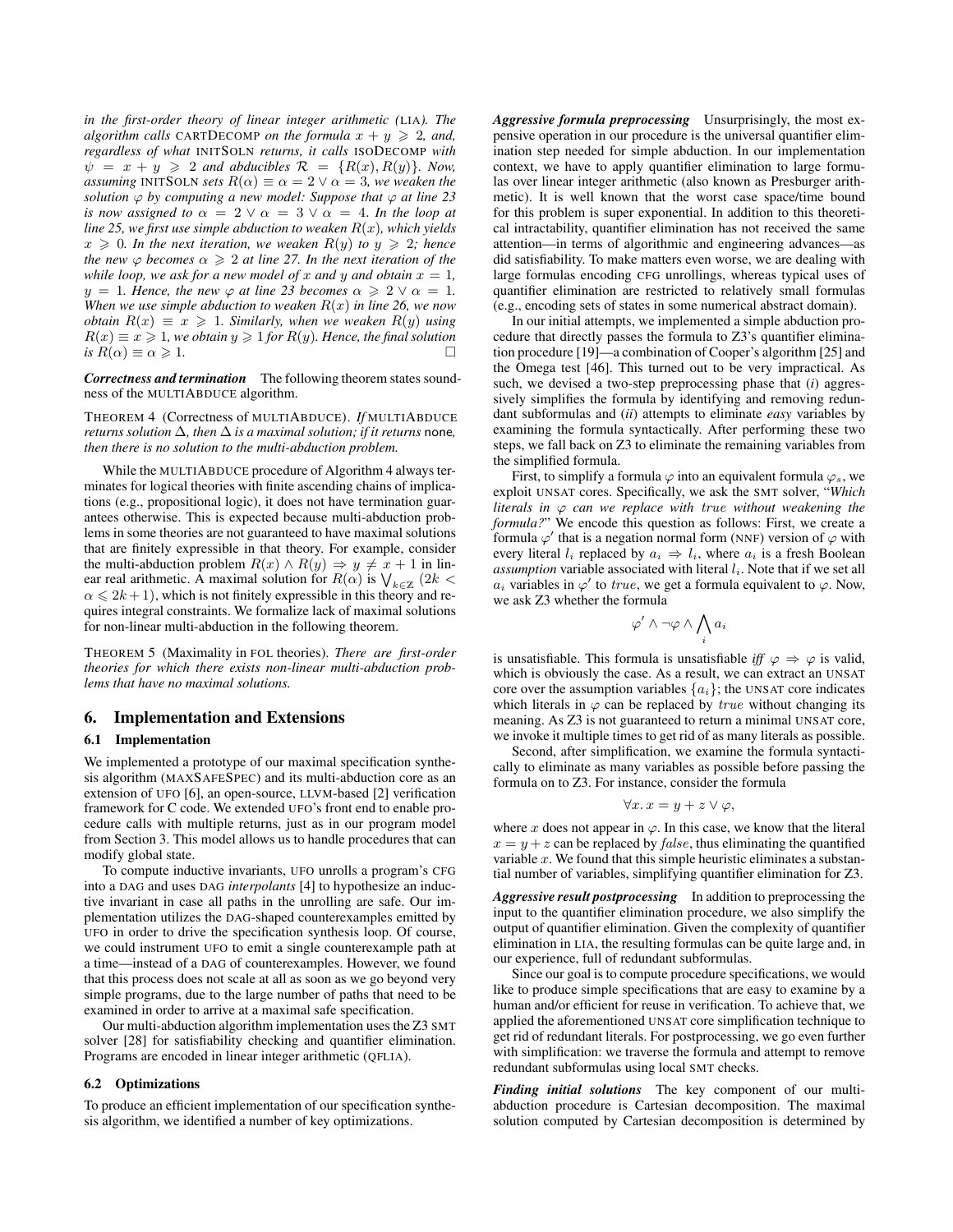*in the first-order theory of linear integer arithmetic (*LIA*). The algorithm calls* CARTDECOMP *on the formula $x + y \geqslant 2$, and, regardless of what* INITSOLN *returns, it calls* ISODECOMP *with $\psi = x + y \geqslant 2$ and abducibles $\mathcal{R} = \{R(x), R(y)\}$. Now, assuming* INITSOLN *sets $R(\alpha) \equiv \alpha = 2 \vee \alpha = 3$, we weaken the solution $\varphi$ by computing a new model: Suppose that $\varphi$ at line 23 is now assigned to $\alpha = 2 \vee \alpha = 3 \vee \alpha = 4$. In the loop at line 25, we first use simple abduction to weaken $R(x)$, which yields $x \geqslant 0$. In the next iteration, we weaken $R(y)$ to $y \geqslant 2$; hence the new $\varphi$ becomes $\alpha \geqslant 2$ at line 27. In the next iteration of the while loop, we ask for a new model of $x$ and $y$ and obtain $x = 1$, $y = 1$. Hence, the new $\varphi$ at line 23 becomes $\alpha \geqslant 2 \vee \alpha = 1$. When we use simple abduction to weaken $R(x)$ in line 26, we now obtain $R(x) \equiv x \geqslant 1$. Similarly, when we weaken $R(y)$ using $R(x) \equiv x \geqslant 1$, we obtain $y \geqslant 1$ for $R(y)$. Hence, the final solution is $R(\alpha) \equiv \alpha \geqslant 1$.* □

***Correctness and termination*** The following theorem states soundness of the MULTIABDUCE algorithm.

THEOREM 4 (Correctness of MULTIABDUCE). *If* MULTIABDUCE *returns solution $\Delta$, then $\Delta$ is a maximal solution; if it returns* none*, then there is no solution to the multi-abduction problem.*

While the MULTIABDUCE procedure of Algorithm 4 always terminates for logical theories with finite ascending chains of implications (e.g., propositional logic), it does not have termination guarantees otherwise. This is expected because multi-abduction problems in some theories are not guaranteed to have maximal solutions that are finitely expressible in that theory. For example, consider the multi-abduction problem $R(x) \wedge R(y) \Rightarrow y \neq x + 1$ in linear real arithmetic. A maximal solution for $R(\alpha)$ is $\bigvee_{k \in \mathbb{Z}} (2k < \alpha \leqslant 2k+1)$, which is not finitely expressible in this theory and requires integral constraints. We formalize lack of maximal solutions for non-linear multi-abduction in the following theorem.

THEOREM 5 (Maximality in FOL theories). *There are first-order theories for which there exists non-linear multi-abduction problems that have no maximal solutions.*

# 6. Implementation and Extensions

## 6.1 Implementation

We implemented a prototype of our maximal specification synthesis algorithm (MAXSAFESPEC) and its multi-abduction core as an extension of UFO [6], an open-source, LLVM-based [2] verification framework for C code. We extended UFO's front end to enable procedure calls with multiple returns, just as in our program model from Section 3. This model allows us to handle procedures that can modify global state.

To compute inductive invariants, UFO unrolls a program's CFG into a DAG and uses DAG *interpolants* [4] to hypothesize an inductive invariant in case all paths in the unrolling are safe. Our implementation utilizes the DAG-shaped counterexamples emitted by UFO in order to drive the specification synthesis loop. Of course, we could instrument UFO to emit a single counterexample path at a time—instead of a DAG of counterexamples. However, we found that this process does not scale at all as soon as we go beyond very simple programs, due to the large number of paths that need to be examined in order to arrive at a maximal safe specification.

Our multi-abduction algorithm implementation uses the Z3 SMT solver [28] for satisfiability checking and quantifier elimination. Programs are encoded in linear integer arithmetic (QFLIA).

## 6.2 Optimizations

To produce an efficient implementation of our specification synthesis algorithm, we identified a number of key optimizations.

***Aggressive formula preprocessing*** Unsurprisingly, the most expensive operation in our procedure is the universal quantifier elimination step needed for simple abduction. In our implementation context, we have to apply quantifier elimination to large formulas over linear integer arithmetic (also known as Presburger arithmetic). It is well known that the worst case space/time bound for this problem is super exponential. In addition to this theoretical intractability, quantifier elimination has not received the same attention—in terms of algorithmic and engineering advances—as did satisfiability. To make matters even worse, we are dealing with large formulas encoding CFG unrollings, whereas typical uses of quantifier elimination are restricted to relatively small formulas (e.g., encoding sets of states in some numerical abstract domain).

In our initial attempts, we implemented a simple abduction procedure that directly passes the formula to Z3's quantifier elimination procedure [19]—a combination of Cooper's algorithm [25] and the Omega test [46]. This turned out to be very impractical. As such, we devised a two-step preprocessing phase that (*i*) aggressively simplifies the formula by identifying and removing redundant subformulas and (*ii*) attempts to eliminate *easy* variables by examining the formula syntactically. After performing these two steps, we fall back on Z3 to eliminate the remaining variables from the simplified formula.

First, to simplify a formula $\varphi$ into an equivalent formula $\varphi_s$, we exploit UNSAT cores. Specifically, we ask the SMT solver, "*Which literals in $\varphi$ can we replace with $true$ without weakening the formula?*" We encode this question as follows: First, we create a formula $\varphi'$ that is a negation normal form (NNF) version of $\varphi$ with every literal $l_i$ replaced by $a_i \Rightarrow l_i$, where $a_i$ is a fresh Boolean *assumption* variable associated with literal $l_i$. Note that if we set all $a_i$ variables in $\varphi'$ to $true$, we get a formula equivalent to $\varphi$. Now, we ask Z3 whether the formula

$$\varphi' \wedge \neg\varphi \wedge \bigwedge_i a_i$$

is unsatisfiable. This formula is unsatisfiable *iff* $\varphi \Rightarrow \varphi$ is valid, which is obviously the case. As a result, we can extract an UNSAT core over the assumption variables $\{a_i\}$; the UNSAT core indicates which literals in $\varphi$ can be replaced by $true$ without changing its meaning. As Z3 is not guaranteed to return a minimal UNSAT core, we invoke it multiple times to get rid of as many literals as possible.

Second, after simplification, we examine the formula syntactically to eliminate as many variables as possible before passing the formula on to Z3. For instance, consider the formula

$$\forall x.\, x = y + z \vee \varphi,$$

where $x$ does not appear in $\varphi$. In this case, we know that the literal $x = y + z$ can be replaced by $false$, thus eliminating the quantified variable $x$. We found that this simple heuristic eliminates a substantial number of variables, simplifying quantifier elimination for Z3.

***Aggressive result postprocessing*** In addition to preprocessing the input to the quantifier elimination procedure, we also simplify the output of quantifier elimination. Given the complexity of quantifier elimination in LIA, the resulting formulas can be quite large and, in our experience, full of redundant subformulas.

Since our goal is to compute procedure specifications, we would like to produce simple specifications that are easy to examine by a human and/or efficient for reuse in verification. To achieve that, we applied the aforementioned UNSAT core simplification technique to get rid of redundant literals. For postprocessing, we go even further with simplification: we traverse the formula and attempt to remove redundant subformulas using local SMT checks.

***Finding initial solutions*** The key component of our multi-abduction procedure is Cartesian decomposition. The maximal solution computed by Cartesian decomposition is determined by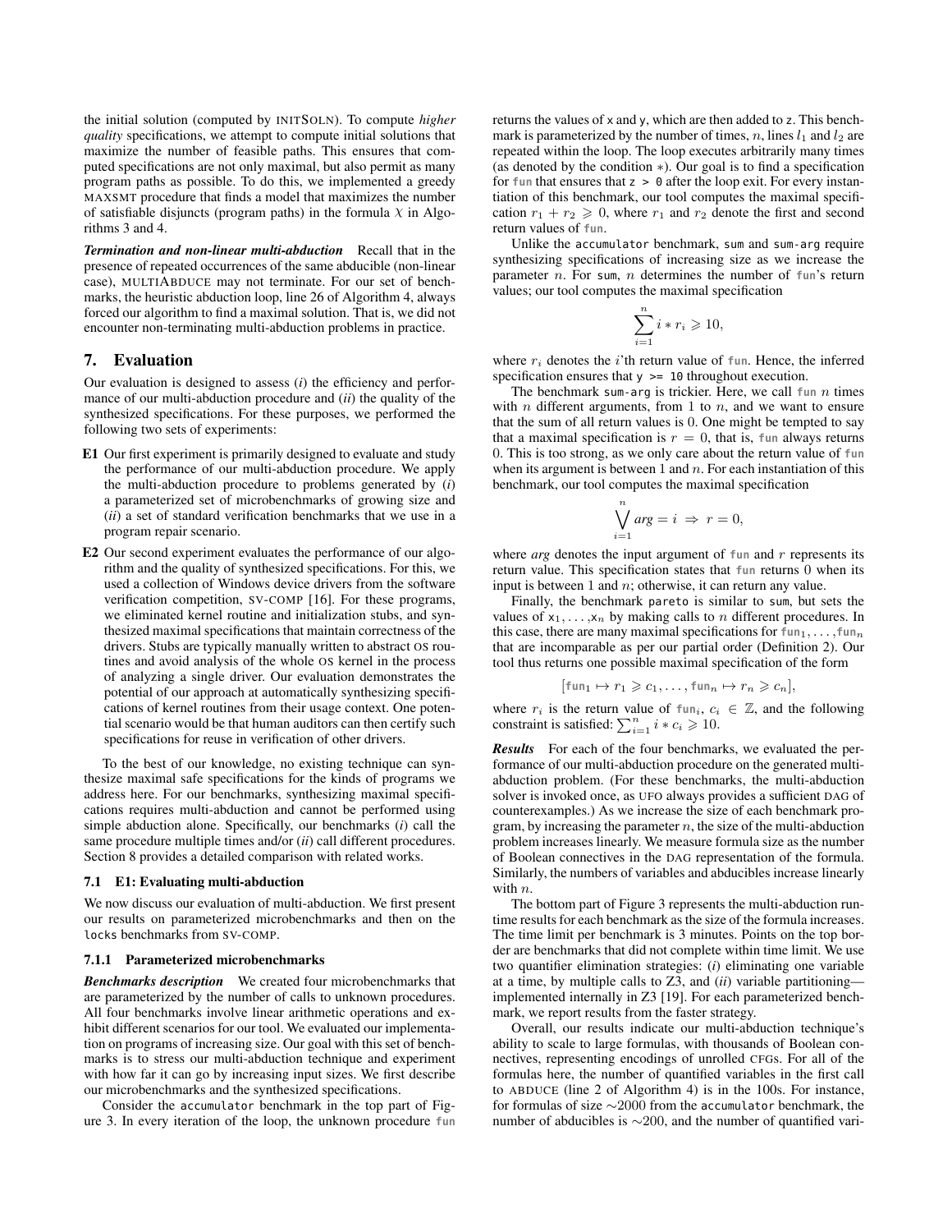the initial solution (computed by INITSOLN). To compute *higher quality* specifications, we attempt to compute initial solutions that maximize the number of feasible paths. This ensures that computed specifications are not only maximal, but also permit as many program paths as possible. To do this, we implemented a greedy MAXSMT procedure that finds a model that maximizes the number of satisfiable disjuncts (program paths) in the formula $\mathcal{X}$ in Algorithms 3 and 4.

***Termination and non-linear multi-abduction*** Recall that in the presence of repeated occurrences of the same abducible (non-linear case), MULTIABDUCE may not terminate. For our set of benchmarks, the heuristic abduction loop, line 26 of Algorithm 4, always forced our algorithm to find a maximal solution. That is, we did not encounter non-terminating multi-abduction problems in practice.

## 7. Evaluation

Our evaluation is designed to assess (*i*) the efficiency and performance of our multi-abduction procedure and (*ii*) the quality of the synthesized specifications. For these purposes, we performed the following two sets of experiments:

- **E1** Our first experiment is primarily designed to evaluate and study the performance of our multi-abduction procedure. We apply the multi-abduction procedure to problems generated by (*i*) a parameterized set of microbenchmarks of growing size and (*ii*) a set of standard verification benchmarks that we use in a program repair scenario.
- **E2** Our second experiment evaluates the performance of our algorithm and the quality of synthesized specifications. For this, we used a collection of Windows device drivers from the software verification competition, SV-COMP [16]. For these programs, we eliminated kernel routine and initialization stubs, and synthesized maximal specifications that maintain correctness of the drivers. Stubs are typically manually written to abstract OS routines and avoid analysis of the whole OS kernel in the process of analyzing a single driver. Our evaluation demonstrates the potential of our approach at automatically synthesizing specifications of kernel routines from their usage context. One potential scenario would be that human auditors can then certify such specifications for reuse in verification of other drivers.

To the best of our knowledge, no existing technique can synthesize maximal safe specifications for the kinds of programs we address here. For our benchmarks, synthesizing maximal specifications requires multi-abduction and cannot be performed using simple abduction alone. Specifically, our benchmarks (*i*) call the same procedure multiple times and/or (*ii*) call different procedures. Section 8 provides a detailed comparison with related works.

### 7.1 E1: Evaluating multi-abduction

We now discuss our evaluation of multi-abduction. We first present our results on parameterized microbenchmarks and then on the `locks` benchmarks from SV-COMP.

#### 7.1.1 Parameterized microbenchmarks

***Benchmarks description*** We created four microbenchmarks that are parameterized by the number of calls to unknown procedures. All four benchmarks involve linear arithmetic operations and exhibit different scenarios for our tool. We evaluated our implementation on programs of increasing size. Our goal with this set of benchmarks is to stress our multi-abduction technique and experiment with how far it can go by increasing input sizes. We first describe our microbenchmarks and the synthesized specifications.

Consider the `accumulator` benchmark in the top part of Figure 3. In every iteration of the loop, the unknown procedure `fun` returns the values of `x` and `y`, which are then added to `z`. This benchmark is parameterized by the number of times, $n$, lines $l_1$ and $l_2$ are repeated within the loop. The loop executes arbitrarily many times (as denoted by the condition $*$). Our goal is to find a specification for `fun` that ensures that `z > 0` after the loop exit. For every instantiation of this benchmark, our tool computes the maximal specification $r_1 + r_2 \geqslant 0$, where $r_1$ and $r_2$ denote the first and second return values of `fun`.

Unlike the `accumulator` benchmark, `sum` and `sum-arg` require synthesizing specifications of increasing size as we increase the parameter $n$. For `sum`, $n$ determines the number of `fun`'s return values; our tool computes the maximal specification

$$\sum_{i=1}^{n} i * r_i \geqslant 10,$$

where $r_i$ denotes the $i$'th return value of `fun`. Hence, the inferred specification ensures that `y >= 10` throughout execution.

The benchmark `sum-arg` is trickier. Here, we call `fun` $n$ times with $n$ different arguments, from 1 to $n$, and we want to ensure that the sum of all return values is 0. One might be tempted to say that a maximal specification is $r = 0$, that is, `fun` always returns 0. This is too strong, as we only care about the return value of `fun` when its argument is between 1 and $n$. For each instantiation of this benchmark, our tool computes the maximal specification

$$\bigvee_{i=1}^{n} arg = i \;\Rightarrow\; r = 0,$$

where *arg* denotes the input argument of `fun` and $r$ represents its return value. This specification states that `fun` returns 0 when its input is between 1 and $n$; otherwise, it can return any value.

Finally, the benchmark `pareto` is similar to `sum`, but sets the values of $x_1, \ldots, x_n$ by making calls to $n$ different procedures. In this case, there are many maximal specifications for $fun_1, \ldots, fun_n$ that are incomparable as per our partial order (Definition 2). Our tool thus returns one possible maximal specification of the form

$$[fun_1 \mapsto r_1 \geqslant c_1, \ldots, fun_n \mapsto r_n \geqslant c_n],$$

where $r_i$ is the return value of $fun_i$, $c_i \in \mathbb{Z}$, and the following constraint is satisfied: $\sum_{i=1}^{n} i * c_i \geqslant 10$.

***Results*** For each of the four benchmarks, we evaluated the performance of our multi-abduction procedure on the generated multi-abduction problem. (For these benchmarks, the multi-abduction solver is invoked once, as UFO always provides a sufficient DAG of counterexamples.) As we increase the size of each benchmark program, by increasing the parameter $n$, the size of the multi-abduction problem increases linearly. We measure formula size as the number of Boolean connectives in the DAG representation of the formula. Similarly, the numbers of variables and abducibles increase linearly with $n$.

The bottom part of Figure 3 represents the multi-abduction runtime results for each benchmark as the size of the formula increases. The time limit per benchmark is 3 minutes. Points on the top border are benchmarks that did not complete within time limit. We use two quantifier elimination strategies: (*i*) eliminating one variable at a time, by multiple calls to Z3, and (*ii*) variable partitioning—implemented internally in Z3 [19]. For each parameterized benchmark, we report results from the faster strategy.

Overall, our results indicate our multi-abduction technique's ability to scale to large formulas, with thousands of Boolean connectives, representing encodings of unrolled CFGs. For all of the formulas here, the number of quantified variables in the first call to ABDUCE (line 2 of Algorithm 4) is in the 100s. For instance, for formulas of size $\sim$2000 from the `accumulator` benchmark, the number of abducibles is $\sim$200, and the number of quantified vari-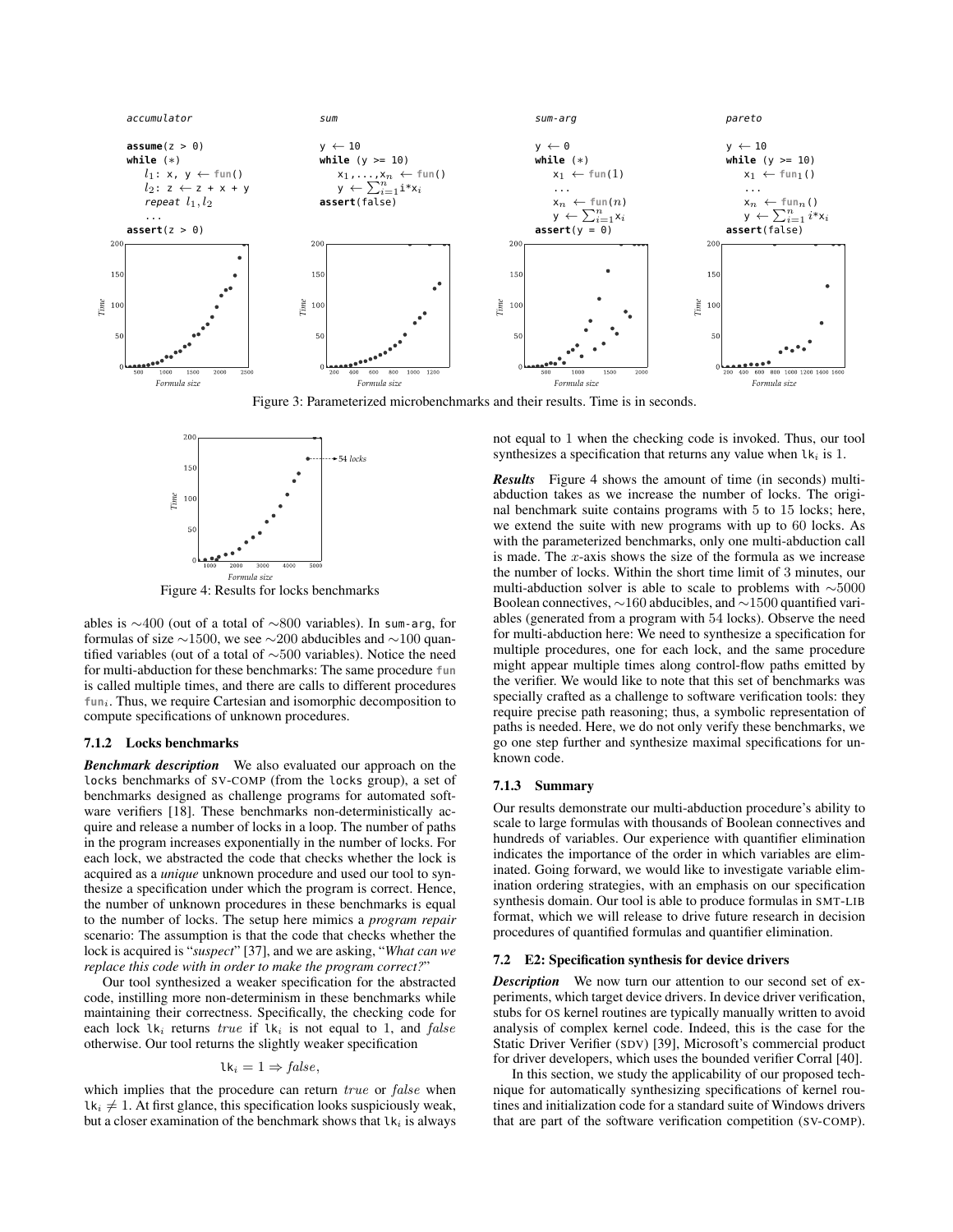```
accumulator

assume(z > 0)
while (*)
   l1: x, y ← fun()
   l2: z ← z + x + y
   repeat l1, l2
   ...
assert(z > 0)
```

```
sum

y ← 10
while (y >= 10)
   x1,...,xn ← fun()
   y ← Σ_{i=1}^{n} i*xi
assert(false)
```

```
sum-arg

y ← 0
while (*)
   x1 ← fun(1)
   ...
   xn ← fun(n)
   y ← Σ_{i=1}^{n} xi
assert(y = 0)
```

```
pareto

y ← 10
while (y >= 10)
   x1 ← fun1()
   ...
   xn ← funn()
   y ← Σ_{i=1}^{n} i*xi
assert(false)
```

Figure 3: Parameterized microbenchmarks and their results. Time is in seconds.

Figure 4: Results for locks benchmarks

ables is $\sim$400 (out of a total of $\sim$800 variables). In sum-arg, for formulas of size $\sim$1500, we see $\sim$200 abducibles and $\sim$100 quantified variables (out of a total of $\sim$500 variables). Notice the need for multi-abduction for these benchmarks: The same procedure fun is called multiple times, and there are calls to different procedures $\text{fun}_i$. Thus, we require Cartesian and isomorphic decomposition to compute specifications of unknown procedures.

### 7.1.2 Locks benchmarks

***Benchmark description*** We also evaluated our approach on the locks benchmarks of SV-COMP (from the locks group), a set of benchmarks designed as challenge programs for automated software verifiers [18]. These benchmarks non-deterministically acquire and release a number of locks in a loop. The number of paths in the program increases exponentially in the number of locks. For each lock, we abstracted the code that checks whether the lock is acquired as a *unique* unknown procedure and used our tool to synthesize a specification under which the program is correct. Hence, the number of unknown procedures in these benchmarks is equal to the number of locks. The setup here mimics a *program repair* scenario: The assumption is that the code that checks whether the lock is acquired is "*suspect*" [37], and we are asking, "*What can we replace this code with in order to make the program correct?*"

Our tool synthesized a weaker specification for the abstracted code, instilling more non-determinism in these benchmarks while maintaining their correctness. Specifically, the checking code for each lock $\text{lk}_i$ returns $true$ if $\text{lk}_i$ is not equal to 1, and $false$ otherwise. Our tool returns the slightly weaker specification

$$\text{lk}_i = 1 \Rightarrow false,$$

which implies that the procedure can return $true$ or $false$ when $\text{lk}_i \neq 1$. At first glance, this specification looks suspiciously weak, but a closer examination of the benchmark shows that $\text{lk}_i$ is always not equal to 1 when the checking code is invoked. Thus, our tool synthesizes a specification that returns any value when $\text{lk}_i$ is 1.

***Results*** Figure 4 shows the amount of time (in seconds) multi-abduction takes as we increase the number of locks. The original benchmark suite contains programs with 5 to 15 locks; here, we extend the suite with new programs with up to 60 locks. As with the parameterized benchmarks, only one multi-abduction call is made. The $x$-axis shows the size of the formula as we increase the number of locks. Within the short time limit of 3 minutes, our multi-abduction solver is able to scale to problems with $\sim$5000 Boolean connectives, $\sim$160 abducibles, and $\sim$1500 quantified variables (generated from a program with 54 locks). Observe the need for multi-abduction here: We need to synthesize a specification for multiple procedures, one for each lock, and the same procedure might appear multiple times along control-flow paths emitted by the verifier. We would like to note that this set of benchmarks was specially crafted as a challenge to software verification tools: they require precise path reasoning; thus, a symbolic representation of paths is needed. Here, we do not only verify these benchmarks, we go one step further and synthesize maximal specifications for unknown code.

### 7.1.3 Summary

Our results demonstrate our multi-abduction procedure's ability to scale to large formulas with thousands of Boolean connectives and hundreds of variables. Our experience with quantifier elimination indicates the importance of the order in which variables are eliminated. Going forward, we would like to investigate variable elimination ordering strategies, with an emphasis on our specification synthesis domain. Our tool is able to produce formulas in SMT-LIB format, which we will release to drive future research in decision procedures of quantified formulas and quantifier elimination.

## 7.2 E2: Specification synthesis for device drivers

***Description*** We now turn our attention to our second set of experiments, which target device drivers. In device driver verification, stubs for OS kernel routines are typically manually written to avoid analysis of complex kernel code. Indeed, this is the case for the Static Driver Verifier (SDV) [39], Microsoft's commercial product for driver developers, which uses the bounded verifier Corral [40].

In this section, we study the applicability of our proposed technique for automatically synthesizing specifications of kernel routines and initialization code for a standard suite of Windows drivers that are part of the software verification competition (SV-COMP).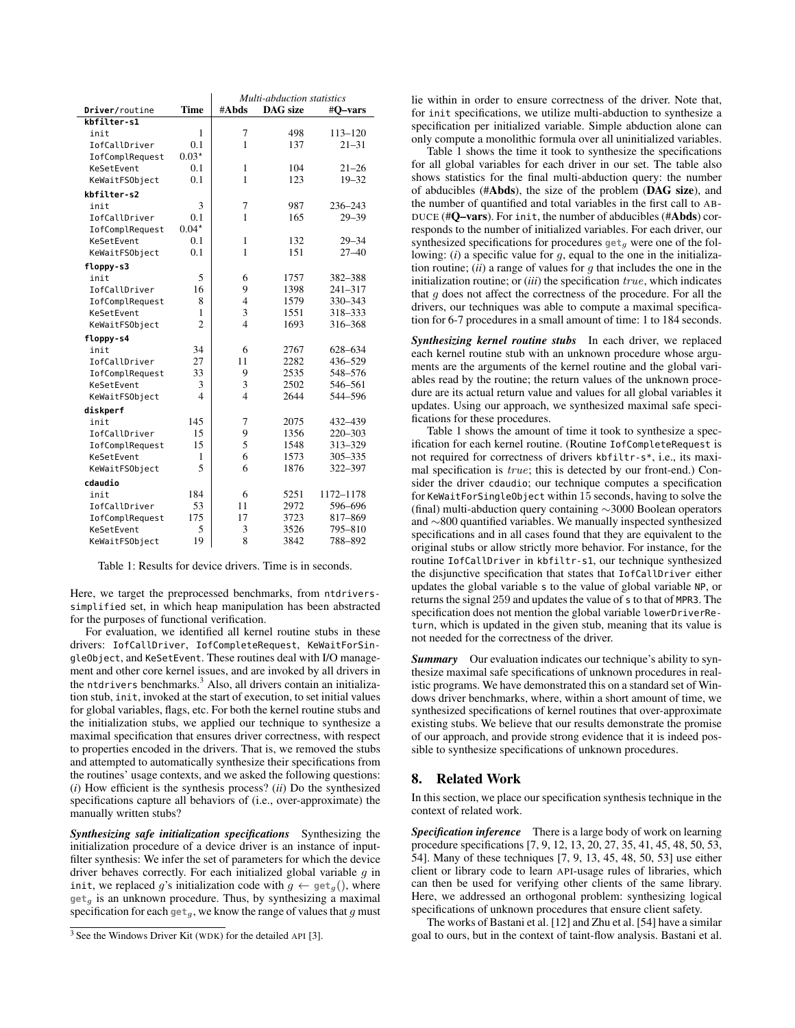| Driver/routine | Time | Multi-abduction statistics | | |
|---|---|---|---|---|
| | | #Abds | DAG size | #Q–vars |
| **kbfilter-s1** | | | | |
| init | 1 | 7 | 498 | 113–120 |
| IofCallDriver | 0.1 | 1 | 137 | 21–31 |
| IofComplRequest | 0.03* | | | |
| KeSetEvent | 0.1 | 1 | 104 | 21–26 |
| KeWaitFSObject | 0.1 | 1 | 123 | 19–32 |
| **kbfilter-s2** | | | | |
| init | 3 | 7 | 987 | 236–243 |
| IofCallDriver | 0.1 | 1 | 165 | 29–39 |
| IofComplRequest | 0.04* | | | |
| KeSetEvent | 0.1 | 1 | 132 | 29–34 |
| KeWaitFSObject | 0.1 | 1 | 151 | 27–40 |
| **floppy-s3** | | | | |
| init | 5 | 6 | 1757 | 382–388 |
| IofCallDriver | 16 | 9 | 1398 | 241–317 |
| IofComplRequest | 8 | 4 | 1579 | 330–343 |
| KeSetEvent | 1 | 3 | 1551 | 318–333 |
| KeWaitFSObject | 2 | 4 | 1693 | 316–368 |
| **floppy-s4** | | | | |
| init | 34 | 6 | 2767 | 628–634 |
| IofCallDriver | 27 | 11 | 2282 | 436–529 |
| IofComplRequest | 33 | 9 | 2535 | 548–576 |
| KeSetEvent | 3 | 3 | 2502 | 546–561 |
| KeWaitFSObject | 4 | 4 | 2644 | 544–596 |
| **diskperf** | | | | |
| init | 145 | 7 | 2075 | 432–439 |
| IofCallDriver | 15 | 9 | 1356 | 220–303 |
| IofComplRequest | 15 | 5 | 1548 | 313–329 |
| KeSetEvent | 1 | 6 | 1573 | 305–335 |
| KeWaitFSObject | 5 | 6 | 1876 | 322–397 |
| **cdaudio** | | | | |
| init | 184 | 6 | 5251 | 1172–1178 |
| IofCallDriver | 53 | 11 | 2972 | 596–696 |
| IofComplRequest | 175 | 17 | 3723 | 817–869 |
| KeSetEvent | 5 | 3 | 3526 | 795–810 |
| KeWaitFSObject | 19 | 8 | 3842 | 788–892 |

Table 1: Results for device drivers. Time is in seconds.

Here, we target the preprocessed benchmarks, from ntdrivers-simplified set, in which heap manipulation has been abstracted for the purposes of functional verification.

For evaluation, we identified all kernel routine stubs in these drivers: IofCallDriver, IofCompleteRequest, KeWaitForSingleObject, and KeSetEvent. These routines deal with I/O management and other core kernel issues, and are invoked by all drivers in the ntdrivers benchmarks.[3] Also, all drivers contain an initialization stub, init, invoked at the start of execution, to set initial values for global variables, flags, etc. For both the kernel routine stubs and the initialization stubs, we applied our technique to synthesize a maximal specification that ensures driver correctness, with respect to properties encoded in the drivers. That is, we removed the stubs and attempted to automatically synthesize their specifications from the routines' usage contexts, and we asked the following questions: (*i*) How efficient is the synthesis process? (*ii*) Do the synthesized specifications capture all behaviors of (i.e., over-approximate) the manually written stubs?

***Synthesizing safe initialization specifications*** Synthesizing the initialization procedure of a device driver is an instance of input-filter synthesis: We infer the set of parameters for which the device driver behaves correctly. For each initialized global variable $g$ in init, we replaced $g$'s initialization code with $g \leftarrow \mathtt{get}_g()$, where $\mathtt{get}_g$ is an unknown procedure. Thus, by synthesizing a maximal specification for each $\mathtt{get}_g$, we know the range of values that $g$ must lie within in order to ensure correctness of the driver. Note that, for init specifications, we utilize multi-abduction to synthesize a specification per initialized variable. Simple abduction alone can only compute a monolithic formula over all uninitialized variables.

Table 1 shows the time it took to synthesize the specifications for all global variables for each driver in our set. The table also shows statistics for the final multi-abduction query: the number of abducibles (**#Abds**), the size of the problem (**DAG size**), and the number of quantified and total variables in the first call to ABDUCE (**#Q–vars**). For init, the number of abducibles (**#Abds**) corresponds to the number of initialized variables. For each driver, our synthesized specifications for procedures $\mathtt{get}_g$ were one of the following: (*i*) a specific value for $g$, equal to the one in the initialization routine; (*ii*) a range of values for $g$ that includes the one in the initialization routine; or (*iii*) the specification $true$, which indicates that $g$ does not affect the correctness of the procedure. For all the drivers, our techniques was able to compute a maximal specification for 6-7 procedures in a small amount of time: 1 to 184 seconds.

***Synthesizing kernel routine stubs*** In each driver, we replaced each kernel routine stub with an unknown procedure whose arguments are the arguments of the kernel routine and the global variables read by the routine; the return values of the unknown procedure are its actual return value and values for all global variables it updates. Using our approach, we synthesized maximal safe specifications for these procedures.

Table 1 shows the amount of time it took to synthesize a specification for each kernel routine. (Routine IofCompleteRequest is not required for correctness of drivers kbfiltr-s*, i.e., its maximal specification is $true$; this is detected by our front-end.) Consider the driver cdaudio; our technique computes a specification for KeWaitForSingleObject within 15 seconds, having to solve the (final) multi-abduction query containing ∼3000 Boolean operators and ∼800 quantified variables. We manually inspected synthesized specifications and in all cases found that they are equivalent to the original stubs or allow strictly more behavior. For instance, for the routine IofCallDriver in kbfiltr-s1, our technique synthesized the disjunctive specification that states that IofCallDriver either updates the global variable s to the value of global variable NP, or returns the signal 259 and updates the value of s to that of MPR3. The specification does not mention the global variable lowerDriverReturn, which is updated in the given stub, meaning that its value is not needed for the correctness of the driver.

***Summary*** Our evaluation indicates our technique's ability to synthesize maximal safe specifications of unknown procedures in realistic programs. We have demonstrated this on a standard set of Windows driver benchmarks, where, within a short amount of time, we synthesized specifications of kernel routines that over-approximate existing stubs. We believe that our results demonstrate the promise of our approach, and provide strong evidence that it is indeed possible to synthesize specifications of unknown procedures.

## 8. Related Work

In this section, we place our specification synthesis technique in the context of related work.

***Specification inference*** There is a large body of work on learning procedure specifications [7, 9, 12, 13, 20, 27, 35, 41, 45, 48, 50, 53, 54]. Many of these techniques [7, 9, 13, 45, 48, 50, 53] use either client or library code to learn API-usage rules of libraries, which can then be used for verifying other clients of the same library. Here, we addressed an orthogonal problem: synthesizing logical specifications of unknown procedures that ensure client safety.

The works of Bastani et al. [12] and Zhu et al. [54] have a similar goal to ours, but in the context of taint-flow analysis. Bastani et al.

[3] See the Windows Driver Kit (WDK) for the detailed API [3].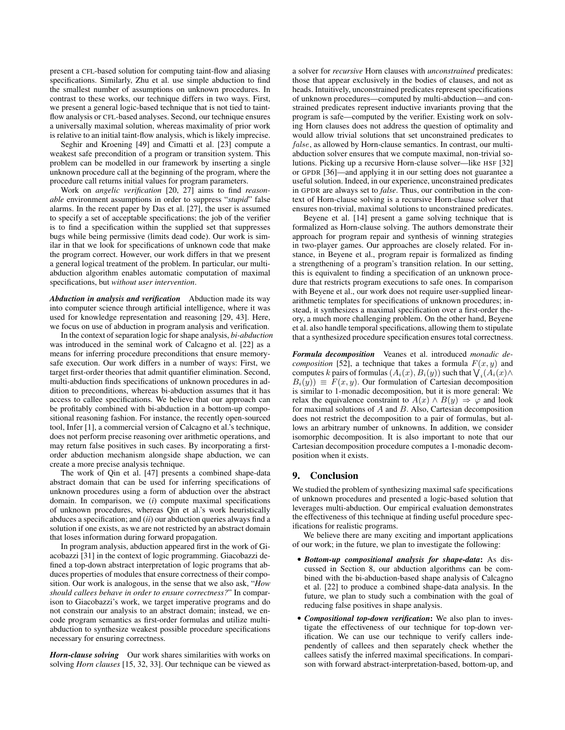present a CFL-based solution for computing taint-flow and aliasing specifications. Similarly, Zhu et al. use simple abduction to find the smallest number of assumptions on unknown procedures. In contrast to these works, our technique differs in two ways. First, we present a general logic-based technique that is not tied to taint-flow analysis or CFL-based analyses. Second, our technique ensures a universally maximal solution, whereas maximality of prior work is relative to an initial taint-flow analysis, which is likely imprecise.

Seghir and Kroening [49] and Cimatti et al. [23] compute a weakest safe precondition of a program or transition system. This problem can be modelled in our framework by inserting a single unknown procedure call at the beginning of the program, where the procedure call returns initial values for program parameters.

Work on *angelic verification* [20, 27] aims to find *reasonable* environment assumptions in order to suppress "*stupid*" false alarms. In the recent paper by Das et al. [27], the user is assumed to specify a set of acceptable specifications; the job of the verifier is to find a specification within the supplied set that suppresses bugs while being permissive (limits dead code). Our work is similar in that we look for specifications of unknown code that make the program correct. However, our work differs in that we present a general logical treatment of the problem. In particular, our multi-abduction algorithm enables automatic computation of maximal specifications, but *without user intervention*.

***Abduction in analysis and verification*** Abduction made its way into computer science through artificial intelligence, where it was used for knowledge representation and reasoning [29, 43]. Here, we focus on use of abduction in program analysis and verification.

In the context of separation logic for shape analysis, *bi-abduction* was introduced in the seminal work of Calcagno et al. [22] as a means for inferring procedure preconditions that ensure memory-safe execution. Our work differs in a number of ways: First, we target first-order theories that admit quantifier elimination. Second, multi-abduction finds specifications of unknown procedures in addition to preconditions, whereas bi-abduction assumes that it has access to callee specifications. We believe that our approach can be profitably combined with bi-abduction in a bottom-up compositional reasoning fashion. For instance, the recently open-sourced tool, Infer [1], a commercial version of Calcagno et al.'s technique, does not perform precise reasoning over arithmetic operations, and may return false positives in such cases. By incorporating a first-order abduction mechanism alongside shape abduction, we can create a more precise analysis technique.

The work of Qin et al. [47] presents a combined shape-data abstract domain that can be used for inferring specifications of unknown procedures using a form of abduction over the abstract domain. In comparison, we (*i*) compute maximal specifications of unknown procedures, whereas Qin et al.'s work heuristically abduces a specification; and (*ii*) our abduction queries always find a solution if one exists, as we are not restricted by an abstract domain that loses information during forward propagation.

In program analysis, abduction appeared first in the work of Giacobazzi [31] in the context of logic programming. Giacobazzi defined a top-down abstract interpretation of logic programs that abduces properties of modules that ensure correctness of their composition. Our work is analogous, in the sense that we also ask, "*How should callees behave in order to ensure correctness?*" In comparison to Giacobazzi's work, we target imperative programs and do not constrain our analysis to an abstract domain; instead, we encode program semantics as first-order formulas and utilize multi-abduction to synthesize weakest possible procedure specifications necessary for ensuring correctness.

***Horn-clause solving*** Our work shares similarities with works on solving *Horn clauses* [15, 32, 33]. Our technique can be viewed as a solver for *recursive* Horn clauses with *unconstrained* predicates: those that appear exclusively in the bodies of clauses, and not as heads. Intuitively, unconstrained predicates represent specifications of unknown procedures—computed by multi-abduction—and constrained predicates represent inductive invariants proving that the program is safe—computed by the verifier. Existing work on solving Horn clauses does not address the question of optimality and would allow trivial solutions that set unconstrained predicates to $false$, as allowed by Horn-clause semantics. In contrast, our multi-abduction solver ensures that we compute maximal, non-trivial solutions. Picking up a recursive Horn-clause solver—like HSF [32] or GPDR [36]—and applying it in our setting does not guarantee a useful solution. Indeed, in our experience, unconstrained predicates in GPDR are always set to *false*. Thus, our contribution in the context of Horn-clause solving is a recursive Horn-clause solver that ensures non-trivial, maximal solutions to unconstrained predicates.

Beyene et al. [14] present a game solving technique that is formalized as Horn-clause solving. The authors demonstrate their approach for program repair and synthesis of winning strategies in two-player games. Our approaches are closely related. For instance, in Beyene et al., program repair is formalized as finding a strengthening of a program's transition relation. In our setting, this is equivalent to finding a specification of an unknown procedure that restricts program executions to safe ones. In comparison with Beyene et al., our work does not require user-supplied linear-arithmetic templates for specifications of unknown procedures; instead, it synthesizes a maximal specification over a first-order theory, a much more challenging problem. On the other hand, Beyene et al. also handle temporal specifications, allowing them to stipulate that a synthesized procedure specification ensures total correctness.

***Formula decomposition*** Veanes et al. introduced *monadic decomposition* [52], a technique that takes a formula $F(x, y)$ and computes $k$ pairs of formulas $(A_i(x), B_i(y))$ such that $\bigvee_i (A_i(x) \wedge B_i(y)) \equiv F(x, y)$. Our formulation of Cartesian decomposition is similar to 1-monadic decomposition, but it is more general: We relax the equivalence constraint to $A(x) \wedge B(y) \Rightarrow \varphi$ and look for maximal solutions of $A$ and $B$. Also, Cartesian decomposition does not restrict the decomposition to a pair of formulas, but allows an arbitrary number of unknowns. In addition, we consider isomorphic decomposition. It is also important to note that our Cartesian decomposition procedure computes a 1-monadic decomposition when it exists.

## 9. Conclusion

We studied the problem of synthesizing maximal safe specifications of unknown procedures and presented a logic-based solution that leverages multi-abduction. Our empirical evaluation demonstrates the effectiveness of this technique at finding useful procedure specifications for realistic programs.

We believe there are many exciting and important applications of our work; in the future, we plan to investigate the following:

- ***Bottom-up compositional analysis for shape-data***: As discussed in Section 8, our abduction algorithms can be combined with the bi-abduction-based shape analysis of Calcagno et al. [22] to produce a combined shape-data analysis. In the future, we plan to study such a combination with the goal of reducing false positives in shape analysis.
- ***Compositional top-down verification***: We also plan to investigate the effectiveness of our technique for top-down verification. We can use our technique to verify callers independently of callees and then separately check whether the callees satisfy the inferred maximal specifications. In comparison with forward abstract-interpretation-based, bottom-up, and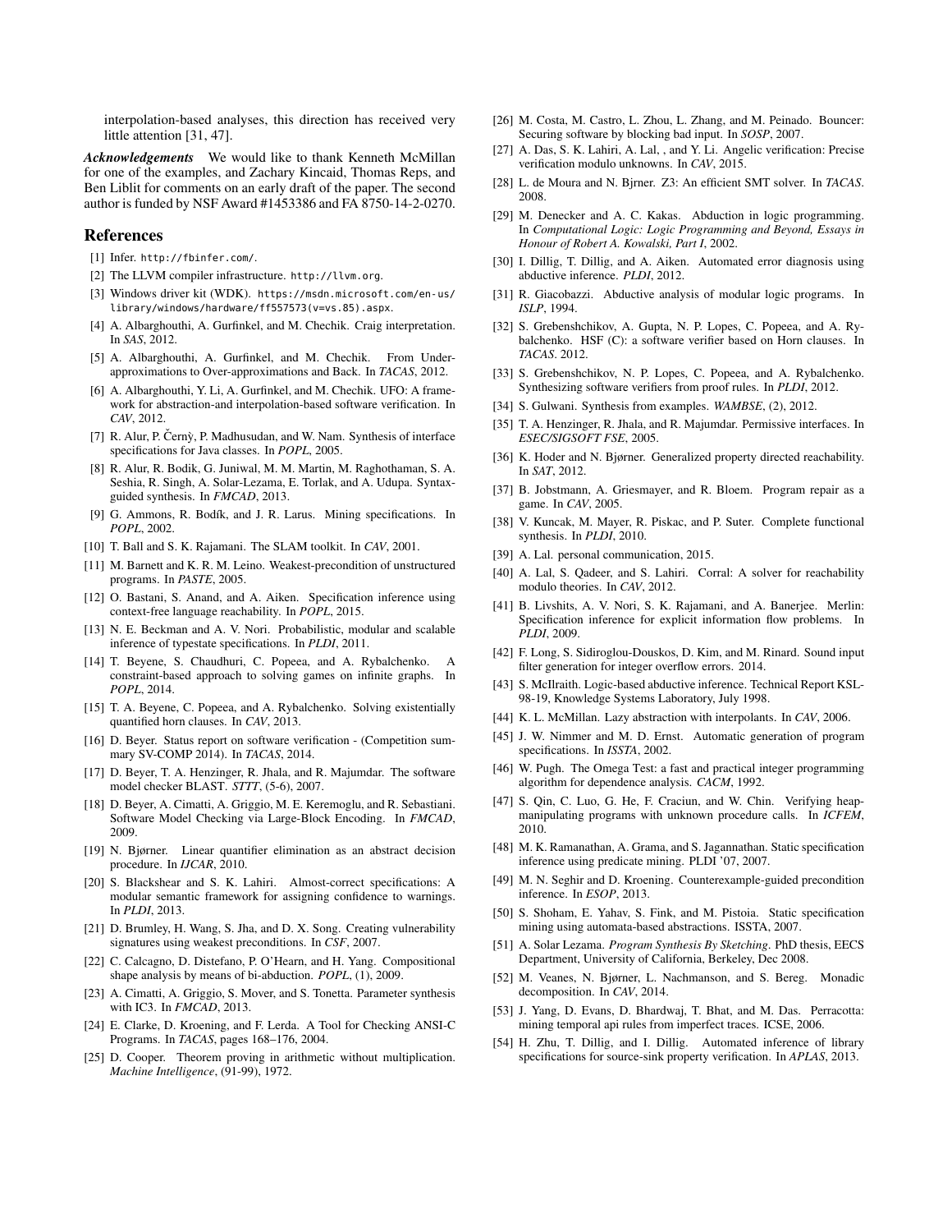interpolation-based analyses, this direction has received very little attention [31, 47].

***Acknowledgements*** We would like to thank Kenneth McMillan for one of the examples, and Zachary Kincaid, Thomas Reps, and Ben Liblit for comments on an early draft of the paper. The second author is funded by NSF Award #1453386 and FA 8750-14-2-0270.

## References

[1] Infer. http://fbinfer.com/.

[2] The LLVM compiler infrastructure. http://llvm.org.

[3] Windows driver kit (WDK). https://msdn.microsoft.com/en-us/library/windows/hardware/ff557573(v=vs.85).aspx.

[4] A. Albarghouthi, A. Gurfinkel, and M. Chechik. Craig interpretation. In *SAS*, 2012.

[5] A. Albarghouthi, A. Gurfinkel, and M. Chechik. From Under-approximations to Over-approximations and Back. In *TACAS*, 2012.

[6] A. Albarghouthi, Y. Li, A. Gurfinkel, and M. Chechik. UFO: A framework for abstraction-and interpolation-based software verification. In *CAV*, 2012.

[7] R. Alur, P. Černý, P. Madhusudan, and W. Nam. Synthesis of interface specifications for Java classes. In *POPL*, 2005.

[8] R. Alur, R. Bodik, G. Juniwal, M. M. Martin, M. Raghothaman, S. A. Seshia, R. Singh, A. Solar-Lezama, E. Torlak, and A. Udupa. Syntax-guided synthesis. In *FMCAD*, 2013.

[9] G. Ammons, R. Bodík, and J. R. Larus. Mining specifications. In *POPL*, 2002.

[10] T. Ball and S. K. Rajamani. The SLAM toolkit. In *CAV*, 2001.

[11] M. Barnett and K. R. M. Leino. Weakest-precondition of unstructured programs. In *PASTE*, 2005.

[12] O. Bastani, S. Anand, and A. Aiken. Specification inference using context-free language reachability. In *POPL*, 2015.

[13] N. E. Beckman and A. V. Nori. Probabilistic, modular and scalable inference of typestate specifications. In *PLDI*, 2011.

[14] T. Beyene, S. Chaudhuri, C. Popeea, and A. Rybalchenko. A constraint-based approach to solving games on infinite graphs. In *POPL*, 2014.

[15] T. A. Beyene, C. Popeea, and A. Rybalchenko. Solving existentially quantified horn clauses. In *CAV*, 2013.

[16] D. Beyer. Status report on software verification - (Competition summary SV-COMP 2014). In *TACAS*, 2014.

[17] D. Beyer, T. A. Henzinger, R. Jhala, and R. Majumdar. The software model checker BLAST. *STTT*, (5-6), 2007.

[18] D. Beyer, A. Cimatti, A. Griggio, M. E. Keremoglu, and R. Sebastiani. Software Model Checking via Large-Block Encoding. In *FMCAD*, 2009.

[19] N. Bjørner. Linear quantifier elimination as an abstract decision procedure. In *IJCAR*, 2010.

[20] S. Blackshear and S. K. Lahiri. Almost-correct specifications: A modular semantic framework for assigning confidence to warnings. In *PLDI*, 2013.

[21] D. Brumley, H. Wang, S. Jha, and D. X. Song. Creating vulnerability signatures using weakest preconditions. In *CSF*, 2007.

[22] C. Calcagno, D. Distefano, P. O'Hearn, and H. Yang. Compositional shape analysis by means of bi-abduction. *POPL*, (1), 2009.

[23] A. Cimatti, A. Griggio, S. Mover, and S. Tonetta. Parameter synthesis with IC3. In *FMCAD*, 2013.

[24] E. Clarke, D. Kroening, and F. Lerda. A Tool for Checking ANSI-C Programs. In *TACAS*, pages 168–176, 2004.

[25] D. Cooper. Theorem proving in arithmetic without multiplication. *Machine Intelligence*, (91-99), 1972.

[26] M. Costa, M. Castro, L. Zhou, L. Zhang, and M. Peinado. Bouncer: Securing software by blocking bad input. In *SOSP*, 2007.

[27] A. Das, S. K. Lahiri, A. Lal, , and Y. Li. Angelic verification: Precise verification modulo unknowns. In *CAV*, 2015.

[28] L. de Moura and N. Bjrner. Z3: An efficient SMT solver. In *TACAS*. 2008.

[29] M. Denecker and A. C. Kakas. Abduction in logic programming. In *Computational Logic: Logic Programming and Beyond, Essays in Honour of Robert A. Kowalski, Part I*, 2002.

[30] I. Dillig, T. Dillig, and A. Aiken. Automated error diagnosis using abductive inference. *PLDI*, 2012.

[31] R. Giacobazzi. Abductive analysis of modular logic programs. In *ISLP*, 1994.

[32] S. Grebenshchikov, A. Gupta, N. P. Lopes, C. Popeea, and A. Rybalchenko. HSF (C): a software verifier based on Horn clauses. In *TACAS*. 2012.

[33] S. Grebenshchikov, N. P. Lopes, C. Popeea, and A. Rybalchenko. Synthesizing software verifiers from proof rules. In *PLDI*, 2012.

[34] S. Gulwani. Synthesis from examples. *WAMBSE*, (2), 2012.

[35] T. A. Henzinger, R. Jhala, and R. Majumdar. Permissive interfaces. In *ESEC/SIGSOFT FSE*, 2005.

[36] K. Hoder and N. Bjørner. Generalized property directed reachability. In *SAT*, 2012.

[37] B. Jobstmann, A. Griesmayer, and R. Bloem. Program repair as a game. In *CAV*, 2005.

[38] V. Kuncak, M. Mayer, R. Piskac, and P. Suter. Complete functional synthesis. In *PLDI*, 2010.

[39] A. Lal. personal communication, 2015.

[40] A. Lal, S. Qadeer, and S. Lahiri. Corral: A solver for reachability modulo theories. In *CAV*, 2012.

[41] B. Livshits, A. V. Nori, S. K. Rajamani, and A. Banerjee. Merlin: Specification inference for explicit information flow problems. In *PLDI*, 2009.

[42] F. Long, S. Sidiroglou-Douskos, D. Kim, and M. Rinard. Sound input filter generation for integer overflow errors. 2014.

[43] S. McIlraith. Logic-based abductive inference. Technical Report KSL-98-19, Knowledge Systems Laboratory, July 1998.

[44] K. L. McMillan. Lazy abstraction with interpolants. In *CAV*, 2006.

[45] J. W. Nimmer and M. D. Ernst. Automatic generation of program specifications. In *ISSTA*, 2002.

[46] W. Pugh. The Omega Test: a fast and practical integer programming algorithm for dependence analysis. *CACM*, 1992.

[47] S. Qin, C. Luo, G. He, F. Craciun, and W. Chin. Verifying heap-manipulating programs with unknown procedure calls. In *ICFEM*, 2010.

[48] M. K. Ramanathan, A. Grama, and S. Jagannathan. Static specification inference using predicate mining. PLDI '07, 2007.

[49] M. N. Seghir and D. Kroening. Counterexample-guided precondition inference. In *ESOP*, 2013.

[50] S. Shoham, E. Yahav, S. Fink, and M. Pistoia. Static specification mining using automata-based abstractions. ISSTA, 2007.

[51] A. Solar Lezama. *Program Synthesis By Sketching*. PhD thesis, EECS Department, University of California, Berkeley, Dec 2008.

[52] M. Veanes, N. Bjørner, L. Nachmanson, and S. Bereg. Monadic decomposition. In *CAV*, 2014.

[53] J. Yang, D. Evans, D. Bhardwaj, T. Bhat, and M. Das. Perracotta: mining temporal api rules from imperfect traces. ICSE, 2006.

[54] H. Zhu, T. Dillig, and I. Dillig. Automated inference of library specifications for source-sink property verification. In *APLAS*, 2013.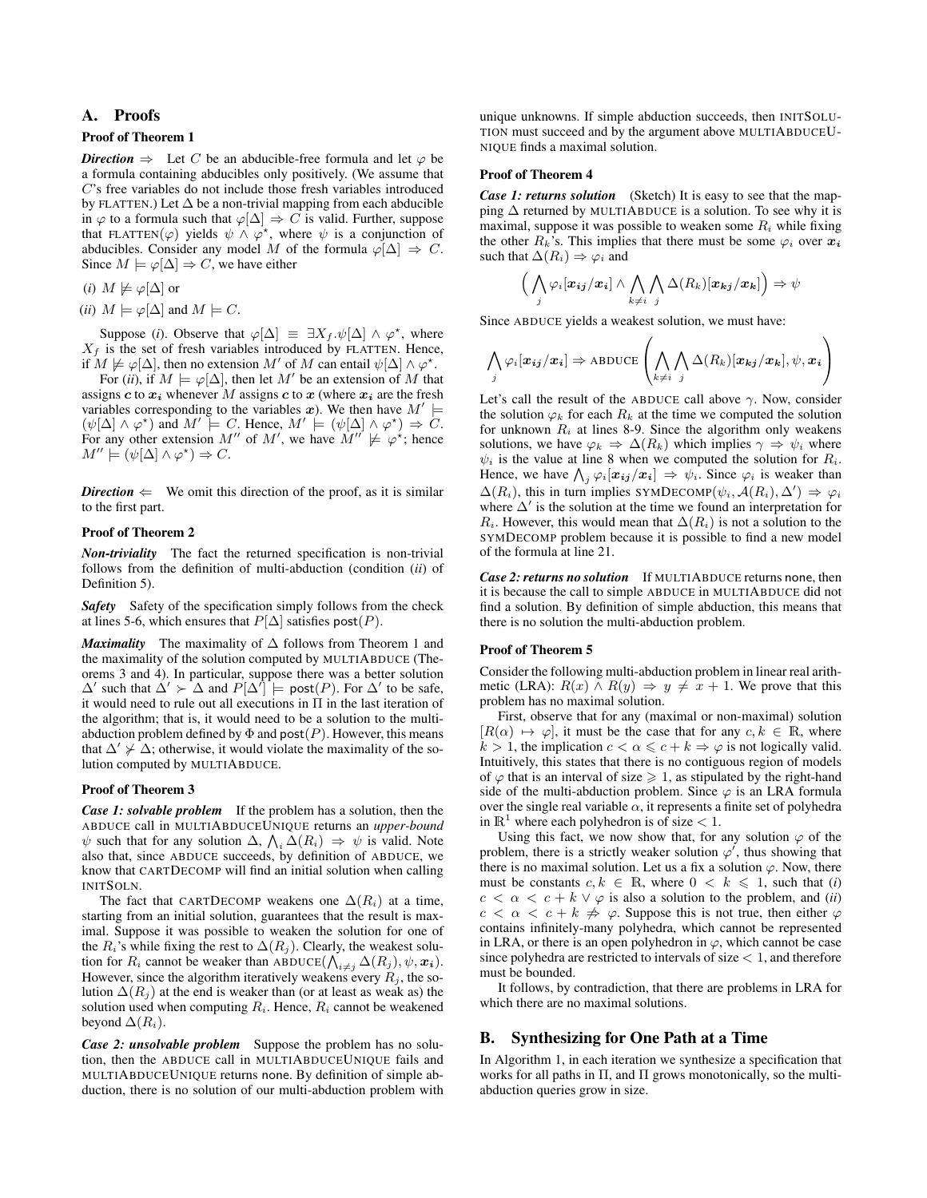## A. Proofs

### Proof of Theorem 1

***Direction*** $\Rightarrow$ Let $C$ be an abducible-free formula and let $\varphi$ be a formula containing abducibles only positively. (We assume that $C$'s free variables do not include those fresh variables introduced by FLATTEN.) Let $\Delta$ be a non-trivial mapping from each abducible in $\varphi$ to a formula such that $\varphi[\Delta] \Rightarrow C$ is valid. Further, suppose that FLATTEN($\varphi$) yields $\psi \wedge \varphi^\star$, where $\psi$ is a conjunction of abducibles. Consider any model $M$ of the formula $\varphi[\Delta] \Rightarrow C$. Since $M \models \varphi[\Delta] \Rightarrow C$, we have either

(*i*) $M \not\models \varphi[\Delta]$ or

(*ii*) $M \models \varphi[\Delta]$ and $M \models C$.

Suppose (*i*). Observe that $\varphi[\Delta] \equiv \exists X_f.\psi[\Delta] \wedge \varphi^\star$, where $X_f$ is the set of fresh variables introduced by FLATTEN. Hence, if $M \not\models \varphi[\Delta]$, then no extension $M'$ of $M$ can entail $\psi[\Delta] \wedge \varphi^\star$.

For (*ii*), if $M \models \varphi[\Delta]$, then let $M'$ be an extension of $M$ that assigns $\boldsymbol{c}$ to $\boldsymbol{x_i}$ whenever $M$ assigns $\boldsymbol{c}$ to $\boldsymbol{x}$ (where $\boldsymbol{x_i}$ are the fresh variables corresponding to the variables $\boldsymbol{x}$). We then have $M' \models (\psi[\Delta] \wedge \varphi^\star)$ and $M' \models C$. Hence, $M' \models (\psi[\Delta] \wedge \varphi^\star) \Rightarrow C$. For any other extension $M''$ of $M'$, we have $M'' \not\models \varphi^\star$; hence $M'' \models (\psi[\Delta] \wedge \varphi^\star) \Rightarrow C$.

***Direction*** $\Leftarrow$ We omit this direction of the proof, as it is similar to the first part.

### Proof of Theorem 2

***Non-triviality*** The fact the returned specification is non-trivial follows from the definition of multi-abduction (condition (*ii*) of Definition 5).

***Safety*** Safety of the specification simply follows from the check at lines 5-6, which ensures that $P[\Delta]$ satisfies $\mathsf{post}(P)$.

***Maximality*** The maximality of $\Delta$ follows from Theorem 1 and the maximality of the solution computed by MULTIABDUCE (Theorems 3 and 4). In particular, suppose there was a better solution $\Delta'$ such that $\Delta' \succ \Delta$ and $P[\Delta'] \models \mathsf{post}(P)$. For $\Delta'$ to be safe, it would need to rule out all executions in $\Pi$ in the last iteration of the algorithm; that is, it would need to be a solution to the multi-abduction problem defined by $\Phi$ and $\mathsf{post}(P)$. However, this means that $\Delta' \not\succ \Delta$; otherwise, it would violate the maximality of the solution computed by MULTIABDUCE.

### Proof of Theorem 3

***Case 1: solvable problem*** If the problem has a solution, then the ABDUCE call in MULTIABDUCEUNIQUE returns an *upper-bound* $\psi$ such that for any solution $\Delta$, $\bigwedge_i \Delta(R_i) \Rightarrow \psi$ is valid. Note also that, since ABDUCE succeeds, by definition of ABDUCE, we know that CARTDECOMP will find an initial solution when calling INITSOLN.

The fact that CARTDECOMP weakens one $\Delta(R_i)$ at a time, starting from an initial solution, guarantees that the result is maximal. Suppose it was possible to weaken the solution for one of the $R_i$'s while fixing the rest to $\Delta(R_j)$. Clearly, the weakest solution for $R_i$ cannot be weaker than ABDUCE$(\bigwedge_{i \neq j} \Delta(R_j), \psi, \boldsymbol{x_i})$. However, since the algorithm iteratively weakens every $R_j$, the solution $\Delta(R_j)$ at the end is weaker than (or at least as weak as) the solution used when computing $R_i$. Hence, $R_i$ cannot be weakened beyond $\Delta(R_i)$.

***Case 2: unsolvable problem*** Suppose the problem has no solution, then the ABDUCE call in MULTIABDUCEUNIQUE fails and MULTIABDUCEUNIQUE returns none. By definition of simple abduction, there is no solution of our multi-abduction problem with unique unknowns. If simple abduction succeeds, then INITSOLUTION must succeed and by the argument above MULTIABDUCEUNIQUE finds a maximal solution.

### Proof of Theorem 4

***Case 1: returns solution*** (Sketch) It is easy to see that the mapping $\Delta$ returned by MULTIABDUCE is a solution. To see why it is maximal, suppose it was possible to weaken some $R_i$ while fixing the other $R_k$'s. This implies that there must be some $\varphi_i$ over $\boldsymbol{x_i}$ such that $\Delta(R_i) \Rightarrow \varphi_i$ and

$$\Big(\bigwedge_j \varphi_i[\boldsymbol{x_{ij}}/\boldsymbol{x_i}] \wedge \bigwedge_{k \neq i} \bigwedge_j \Delta(R_k)[\boldsymbol{x_{kj}}/\boldsymbol{x_k}]\Big) \Rightarrow \psi$$

Since ABDUCE yields a weakest solution, we must have:

$$\bigwedge_j \varphi_i[\boldsymbol{x_{ij}}/\boldsymbol{x_i}] \Rightarrow \text{ABDUCE}\left(\bigwedge_{k \neq i} \bigwedge_j \Delta(R_k)[\boldsymbol{x_{kj}}/\boldsymbol{x_k}], \psi, \boldsymbol{x_i}\right)$$

Let's call the result of the ABDUCE call above $\gamma$. Now, consider the solution $\varphi_k$ for each $R_k$ at the time we computed the solution for unknown $R_i$ at lines 8-9. Since the algorithm only weakens solutions, we have $\varphi_k \Rightarrow \Delta(R_k)$ which implies $\gamma \Rightarrow \psi_i$ where $\psi_i$ is the value at line 8 when we computed the solution for $R_i$. Hence, we have $\bigwedge_j \varphi_i[\boldsymbol{x_{ij}}/\boldsymbol{x_i}] \Rightarrow \psi_i$. Since $\varphi_i$ is weaker than $\Delta(R_i)$, this in turn implies SYMDECOMP$(\psi_i, \mathcal{A}(R_i), \Delta') \Rightarrow \varphi_i$ where $\Delta'$ is the solution at the time we found an interpretation for $R_i$. However, this would mean that $\Delta(R_i)$ is not a solution to the SYMDECOMP problem because it is possible to find a new model of the formula at line 21.

***Case 2: returns no solution*** If MULTIABDUCE returns none, then it is because the call to simple ABDUCE in MULTIABDUCE did not find a solution. By definition of simple abduction, this means that there is no solution the multi-abduction problem.

### Proof of Theorem 5

Consider the following multi-abduction problem in linear real arithmetic (LRA): $R(x) \wedge R(y) \Rightarrow y \neq x + 1$. We prove that this problem has no maximal solution.

First, observe that for any (maximal or non-maximal) solution $[R(\alpha) \mapsto \varphi]$, it must be the case that for any $c, k \in \mathbb{R}$, where $k > 1$, the implication $c < \alpha \leqslant c + k \Rightarrow \varphi$ is not logically valid. Intuitively, this states that there is no contiguous region of models of $\varphi$ that is an interval of size $\geqslant 1$, as stipulated by the right-hand side of the multi-abduction problem. Since $\varphi$ is an LRA formula over the single real variable $\alpha$, it represents a finite set of polyhedra in $\mathbb{R}^1$ where each polyhedron is of size $< 1$.

Using this fact, we now show that, for any solution $\varphi$ of the problem, there is a strictly weaker solution $\varphi'$, thus showing that there is no maximal solution. Let us a fix a solution $\varphi$. Now, there must be constants $c, k \in \mathbb{R}$, where $0 < k \leqslant 1$, such that (*i*) $c < \alpha < c + k \vee \varphi$ is also a solution to the problem, and (*ii*) $c < \alpha < c + k \not\Rightarrow \varphi$. Suppose this is not true, then either $\varphi$ contains infinitely-many open polyhedra, which cannot be represented in LRA, or there is an open polyhedron in $\varphi$, which cannot be case since polyhedra are restricted to intervals of size $< 1$, and therefore must be bounded.

It follows, by contradiction, that there are problems in LRA for which there are no maximal solutions.

## B. Synthesizing for One Path at a Time

In Algorithm 1, in each iteration we synthesize a specification that works for all paths in $\Pi$, and $\Pi$ grows monotonically, so the multi-abduction queries grow in size.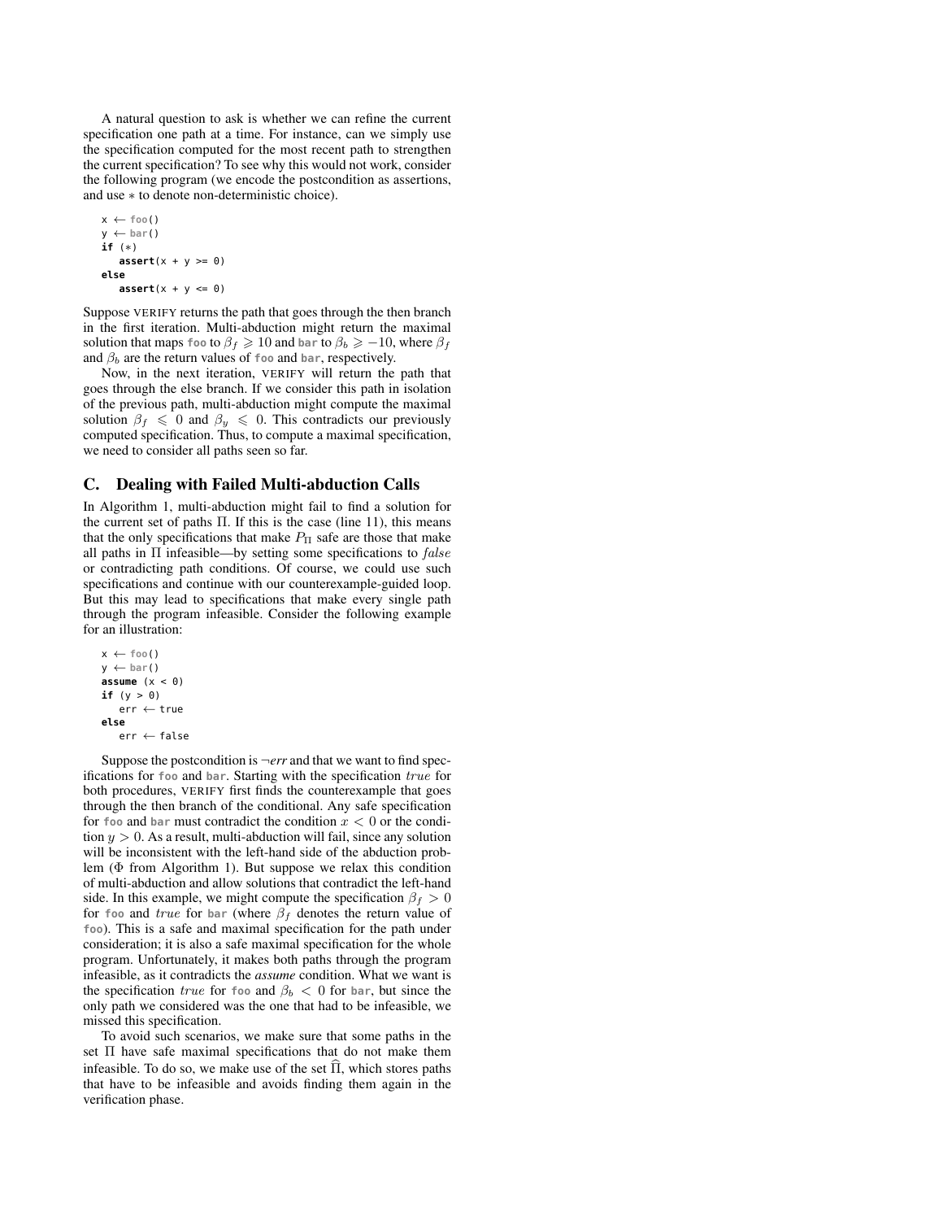A natural question to ask is whether we can refine the current specification one path at a time. For instance, can we simply use the specification computed for the most recent path to strengthen the current specification? To see why this would not work, consider the following program (we encode the postcondition as assertions, and use $*$ to denote non-deterministic choice).

```
x ← foo()
y ← bar()
if (*)
   assert(x + y >= 0)
else
   assert(x + y <= 0)
```

Suppose VERIFY returns the path that goes through the then branch in the first iteration. Multi-abduction might return the maximal solution that maps **foo** to $\beta_f \geqslant 10$ and **bar** to $\beta_b \geqslant -10$, where $\beta_f$ and $\beta_b$ are the return values of **foo** and **bar**, respectively.

Now, in the next iteration, VERIFY will return the path that goes through the else branch. If we consider this path in isolation of the previous path, multi-abduction might compute the maximal solution $\beta_f \leqslant 0$ and $\beta_y \leqslant 0$. This contradicts our previously computed specification. Thus, to compute a maximal specification, we need to consider all paths seen so far.

## C. Dealing with Failed Multi-abduction Calls

In Algorithm 1, multi-abduction might fail to find a solution for the current set of paths $\Pi$. If this is the case (line 11), this means that the only specifications that make $P_\Pi$ safe are those that make all paths in $\Pi$ infeasible—by setting some specifications to $false$ or contradicting path conditions. Of course, we could use such specifications and continue with our counterexample-guided loop. But this may lead to specifications that make every single path through the program infeasible. Consider the following example for an illustration:

```
x ← foo()
y ← bar()
assume (x < 0)
if (y > 0)
   err ← true
else
   err ← false
```

Suppose the postcondition is $\neg err$ and that we want to find specifications for **foo** and **bar**. Starting with the specification $true$ for both procedures, VERIFY first finds the counterexample that goes through the then branch of the conditional. Any safe specification for **foo** and **bar** must contradict the condition $x < 0$ or the condition $y > 0$. As a result, multi-abduction will fail, since any solution will be inconsistent with the left-hand side of the abduction problem ($\Phi$ from Algorithm 1). But suppose we relax this condition of multi-abduction and allow solutions that contradict the left-hand side. In this example, we might compute the specification $\beta_f > 0$ for **foo** and $true$ for **bar** (where $\beta_f$ denotes the return value of **foo**). This is a safe and maximal specification for the path under consideration; it is also a safe maximal specification for the whole program. Unfortunately, it makes both paths through the program infeasible, as it contradicts the *assume* condition. What we want is the specification $true$ for **foo** and $\beta_b < 0$ for **bar**, but since the only path we considered was the one that had to be infeasible, we missed this specification.

To avoid such scenarios, we make sure that some paths in the set $\Pi$ have safe maximal specifications that do not make them infeasible. To do so, we make use of the set $\widehat{\Pi}$, which stores paths that have to be infeasible and avoids finding them again in the verification phase.